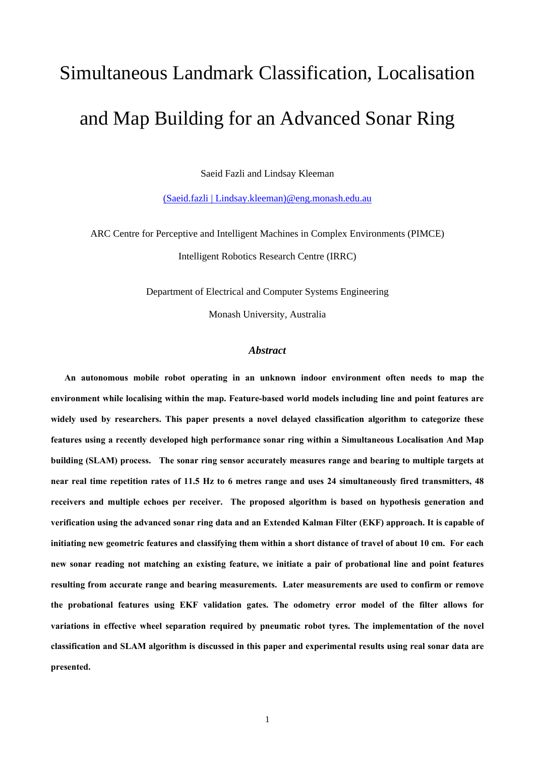# Simultaneous Landmark Classification, Localisation and Map Building for an Advanced Sonar Ring

Saeid Fazli and Lindsay Kleeman

(Saeid.fazli | Lindsay.kleeman)@eng.monash.edu.au

ARC Centre for Perceptive and Intelligent Machines in Complex Environments (PIMCE)

Intelligent Robotics Research Centre (IRRC)

Department of Electrical and Computer Systems Engineering

Monash University, Australia

### *Abstract*

**An autonomous mobile robot operating in an unknown indoor environment often needs to map the environment while localising within the map. Feature-based world models including line and point features are widely used by researchers. This paper presents a novel delayed classification algorithm to categorize these features using a recently developed high performance sonar ring within a Simultaneous Localisation And Map building (SLAM) process. The sonar ring sensor accurately measures range and bearing to multiple targets at near real time repetition rates of 11.5 Hz to 6 metres range and uses 24 simultaneously fired transmitters, 48 receivers and multiple echoes per receiver. The proposed algorithm is based on hypothesis generation and verification using the advanced sonar ring data and an Extended Kalman Filter (EKF) approach. It is capable of initiating new geometric features and classifying them within a short distance of travel of about 10 cm. For each new sonar reading not matching an existing feature, we initiate a pair of probational line and point features resulting from accurate range and bearing measurements. Later measurements are used to confirm or remove the probational features using EKF validation gates. The odometry error model of the filter allows for variations in effective wheel separation required by pneumatic robot tyres. The implementation of the novel classification and SLAM algorithm is discussed in this paper and experimental results using real sonar data are presented.**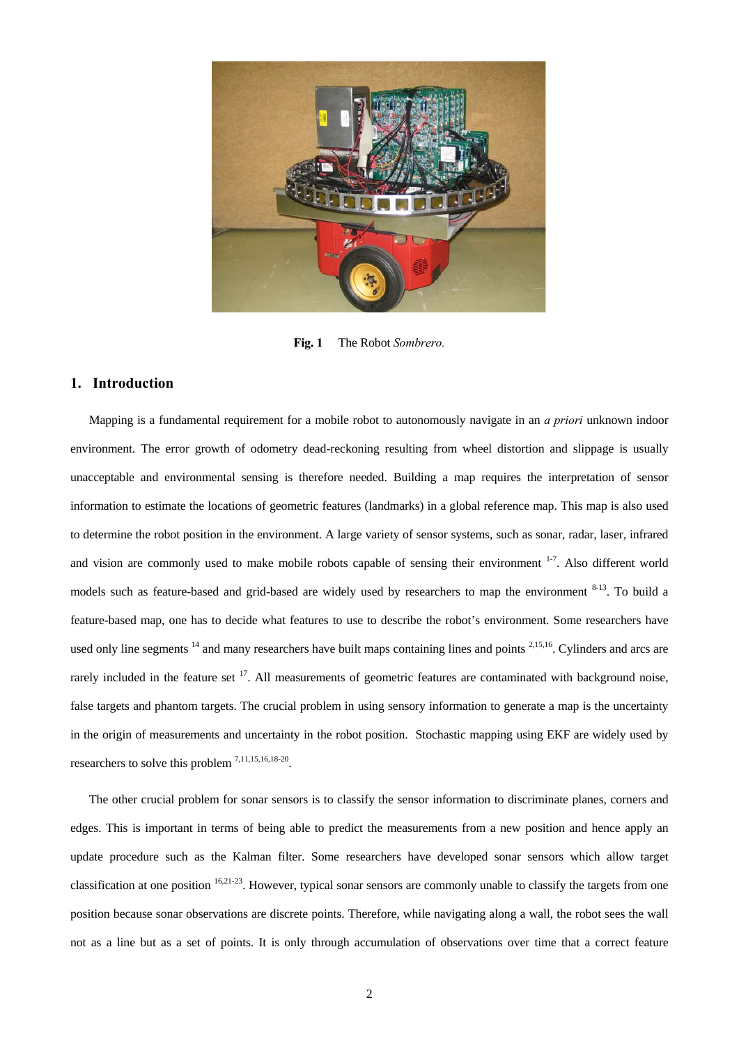**Fig. 1** The Robot *Sombrero.*

## 1. Introduction

Mapping is a fundamental requirement for a mobile robot to autonomously navigate in an *a priori* unknown indoor environment. The error growth of odometry dead-reckoning resulting from wheel distortion and slippage is usually unacceptable and environmental sensing is therefore needed. Building a map requires the interpretation of sensor information to estimate the locations of geometric features (landmarks) in a global reference map. This map is also used to determine the robot position in the environment. A large variety of sensor systems, such as sonar, radar, laser, infrared and vision are commonly used to make mobile robots capable of sensing their environment [1-7]. Also different world models such as feature-based and grid-based are widely used by researchers to map the environment [8-13]. To build a feature-based map, one has to decide what features to use to describe the robot's environment. Some researchers have used only line segments [14] and many researchers have built maps containing lines and points [2,15,16]. Cylinders and arcs are rarely included in the feature set [17]. All measurements of geometric features are contaminated with background noise, false targets and phantom targets. The crucial problem in using sensory information to generate a map is the uncertainty in the origin of measurements and uncertainty in the robot position. Stochastic mapping using EKF are widely used by researchers to solve this problem [7,11,15,16,18-20].

The other crucial problem for sonar sensors is to classify the sensor information to discriminate planes, corners and edges. This is important in terms of being able to predict the measurements from a new position and hence apply an update procedure such as the Kalman filter. Some researchers have developed sonar sensors which allow target classification at one position [16,21-23]. However, typical sonar sensors are commonly unable to classify the targets from one position because sonar observations are discrete points. Therefore, while navigating along a wall, the robot sees the wall not as a line but as a set of points. It is only through accumulation of observations over time that a correct feature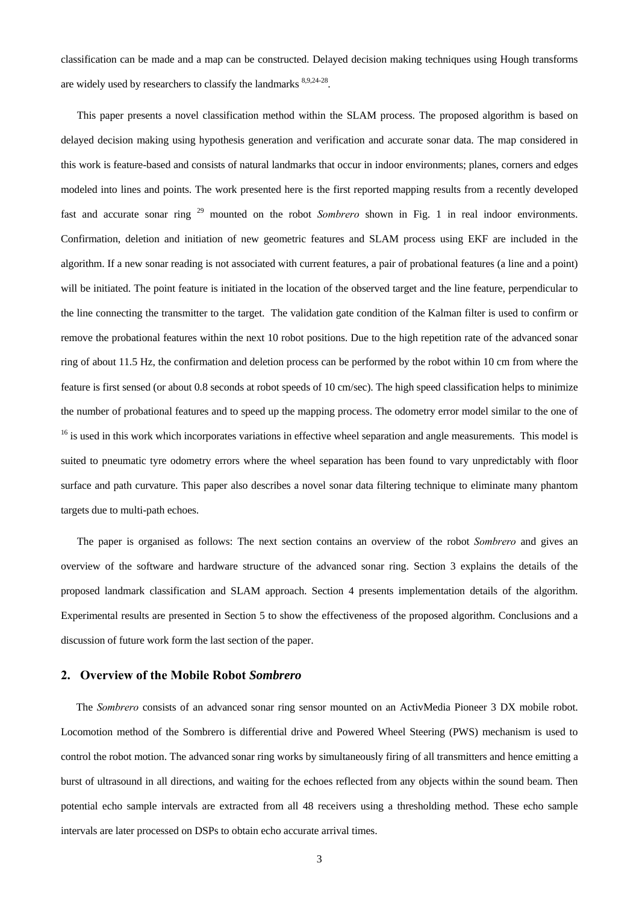classification can be made and a map can be constructed. Delayed decision making techniques using Hough transforms are widely used by researchers to classify the landmarks [8,9,24-28].

This paper presents a novel classification method within the SLAM process. The proposed algorithm is based on delayed decision making using hypothesis generation and verification and accurate sonar data. The map considered in this work is feature-based and consists of natural landmarks that occur in indoor environments; planes, corners and edges modeled into lines and points. The work presented here is the first reported mapping results from a recently developed fast and accurate sonar ring [29] mounted on the robot *Sombrero* shown in Fig. 1 in real indoor environments. Confirmation, deletion and initiation of new geometric features and SLAM process using EKF are included in the algorithm. If a new sonar reading is not associated with current features, a pair of probational features (a line and a point) will be initiated. The point feature is initiated in the location of the observed target and the line feature, perpendicular to the line connecting the transmitter to the target. The validation gate condition of the Kalman filter is used to confirm or remove the probational features within the next 10 robot positions. Due to the high repetition rate of the advanced sonar ring of about 11.5 Hz, the confirmation and deletion process can be performed by the robot within 10 cm from where the feature is first sensed (or about 0.8 seconds at robot speeds of 10 cm/sec). The high speed classification helps to minimize the number of probational features and to speed up the mapping process. The odometry error model similar to the one of [16] is used in this work which incorporates variations in effective wheel separation and angle measurements. This model is suited to pneumatic tyre odometry errors where the wheel separation has been found to vary unpredictably with floor surface and path curvature. This paper also describes a novel sonar data filtering technique to eliminate many phantom targets due to multi-path echoes.

The paper is organised as follows: The next section contains an overview of the robot *Sombrero* and gives an overview of the software and hardware structure of the advanced sonar ring. Section 3 explains the details of the proposed landmark classification and SLAM approach. Section 4 presents implementation details of the algorithm. Experimental results are presented in Section 5 to show the effectiveness of the proposed algorithm. Conclusions and a discussion of future work form the last section of the paper.

## 2. Overview of the Mobile Robot *Sombrero*

The *Sombrero* consists of an advanced sonar ring sensor mounted on an ActivMedia Pioneer 3 DX mobile robot. Locomotion method of the Sombrero is differential drive and Powered Wheel Steering (PWS) mechanism is used to control the robot motion. The advanced sonar ring works by simultaneously firing of all transmitters and hence emitting a burst of ultrasound in all directions, and waiting for the echoes reflected from any objects within the sound beam. Then potential echo sample intervals are extracted from all 48 receivers using a thresholding method. These echo sample intervals are later processed on DSPs to obtain echo accurate arrival times.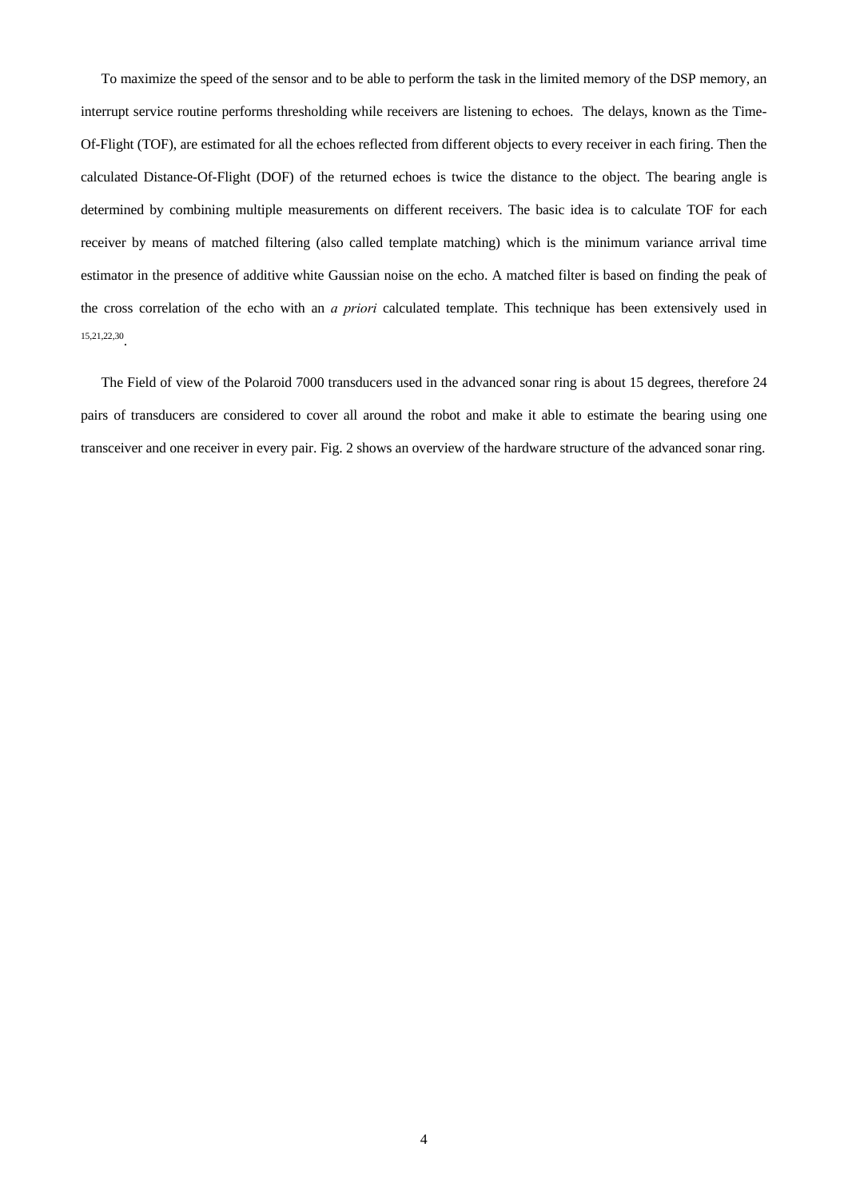To maximize the speed of the sensor and to be able to perform the task in the limited memory of the DSP memory, an interrupt service routine performs thresholding while receivers are listening to echoes. The delays, known as the Time-Of-Flight (TOF), are estimated for all the echoes reflected from different objects to every receiver in each firing. Then the calculated Distance-Of-Flight (DOF) of the returned echoes is twice the distance to the object. The bearing angle is determined by combining multiple measurements on different receivers. The basic idea is to calculate TOF for each receiver by means of matched filtering (also called template matching) which is the minimum variance arrival time estimator in the presence of additive white Gaussian noise on the echo. A matched filter is based on finding the peak of the cross correlation of the echo with an *a priori* calculated template. This technique has been extensively used in [15,21,22,30].

The Field of view of the Polaroid 7000 transducers used in the advanced sonar ring is about 15 degrees, therefore 24 pairs of transducers are considered to cover all around the robot and make it able to estimate the bearing using one transceiver and one receiver in every pair. Fig. 2 shows an overview of the hardware structure of the advanced sonar ring.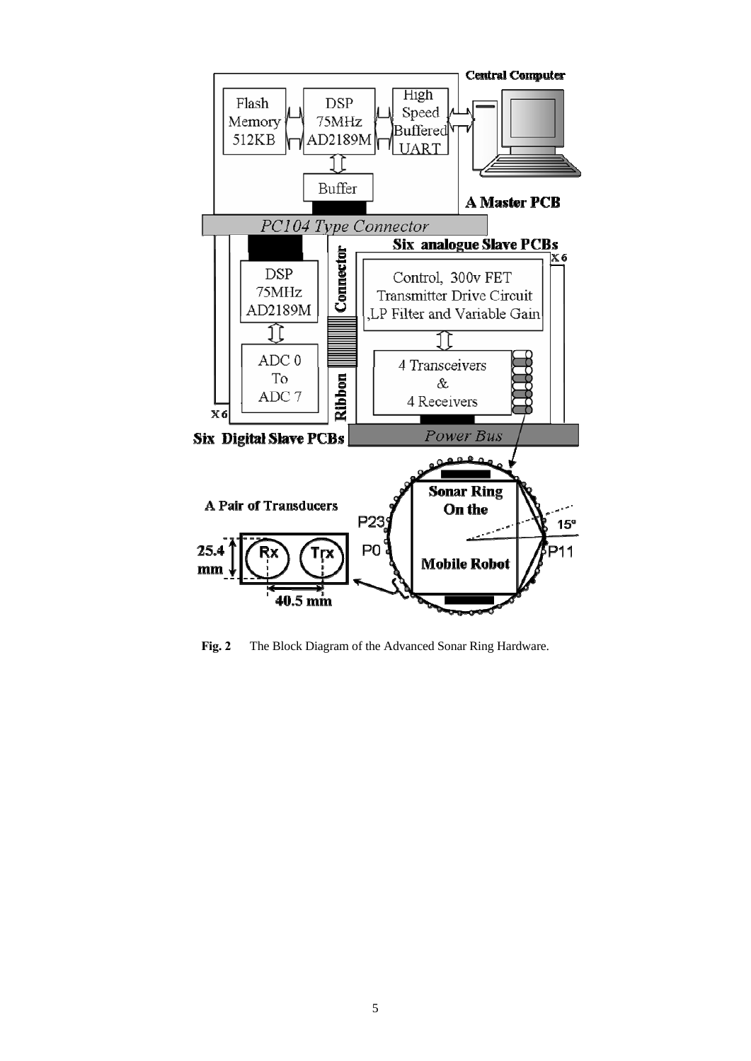**Fig. 2** The Block Diagram of the Advanced Sonar Ring Hardware.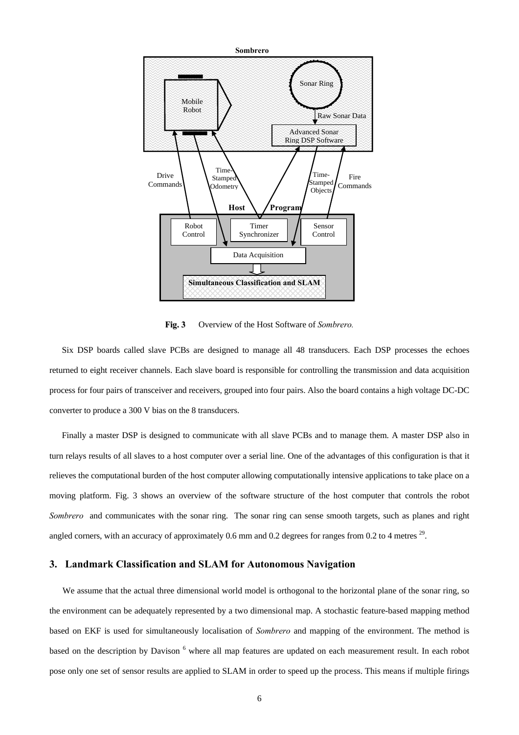**Fig. 3** Overview of the Host Software of *Sombrero.*

Six DSP boards called slave PCBs are designed to manage all 48 transducers. Each DSP processes the echoes returned to eight receiver channels. Each slave board is responsible for controlling the transmission and data acquisition process for four pairs of transceiver and receivers, grouped into four pairs. Also the board contains a high voltage DC-DC converter to produce a 300 V bias on the 8 transducers.

Finally a master DSP is designed to communicate with all slave PCBs and to manage them. A master DSP also in turn relays results of all slaves to a host computer over a serial line. One of the advantages of this configuration is that it relieves the computational burden of the host computer allowing computationally intensive applications to take place on a moving platform. Fig. 3 shows an overview of the software structure of the host computer that controls the robot *Sombrero* and communicates with the sonar ring. The sonar ring can sense smooth targets, such as planes and right angled corners, with an accuracy of approximately 0.6 mm and 0.2 degrees for ranges from 0.2 to 4 metres [29].

## 3. Landmark Classification and SLAM for Autonomous Navigation

We assume that the actual three dimensional world model is orthogonal to the horizontal plane of the sonar ring, so the environment can be adequately represented by a two dimensional map. A stochastic feature-based mapping method based on EKF is used for simultaneously localisation of *Sombrero* and mapping of the environment. The method is based on the description by Davison [6] where all map features are updated on each measurement result. In each robot pose only one set of sensor results are applied to SLAM in order to speed up the process. This means if multiple firings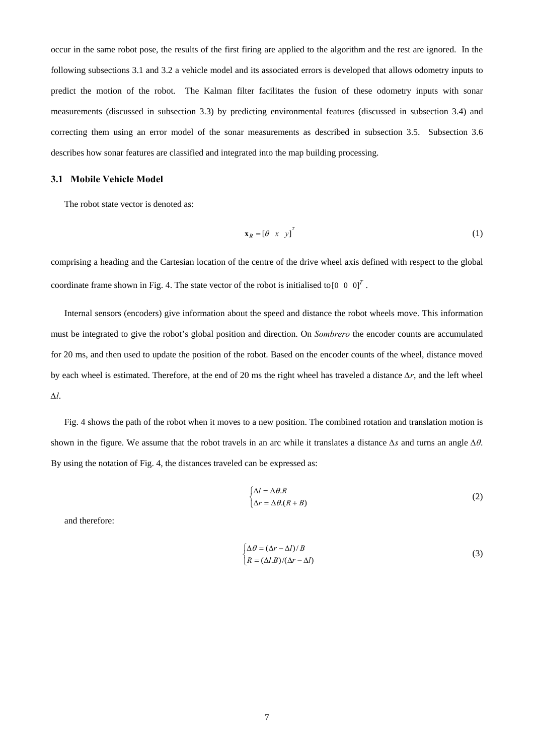occur in the same robot pose, the results of the first firing are applied to the algorithm and the rest are ignored. In the following subsections 3.1 and 3.2 a vehicle model and its associated errors is developed that allows odometry inputs to predict the motion of the robot. The Kalman filter facilitates the fusion of these odometry inputs with sonar measurements (discussed in subsection 3.3) by predicting environmental features (discussed in subsection 3.4) and correcting them using an error model of the sonar measurements as described in subsection 3.5. Subsection 3.6 describes how sonar features are classified and integrated into the map building processing.

### 3.1 Mobile Vehicle Model

The robot state vector is denoted as:

$$\mathbf{x}_R = [\theta \quad x \quad y]^T \tag{1}$$

comprising a heading and the Cartesian location of the centre of the drive wheel axis defined with respect to the global coordinate frame shown in Fig. 4. The state vector of the robot is initialised to $[0 \quad 0 \quad 0]^T$.

Internal sensors (encoders) give information about the speed and distance the robot wheels move. This information must be integrated to give the robot's global position and direction. On *Sombrero* the encoder counts are accumulated for 20 ms, and then used to update the position of the robot. Based on the encoder counts of the wheel, distance moved by each wheel is estimated. Therefore, at the end of 20 ms the right wheel has traveled a distance $\Delta r$, and the left wheel $\Delta l$.

Fig. 4 shows the path of the robot when it moves to a new position. The combined rotation and translation motion is shown in the figure. We assume that the robot travels in an arc while it translates a distance $\Delta s$ and turns an angle $\Delta\theta$. By using the notation of Fig. 4, the distances traveled can be expressed as:

$$\begin{cases} \Delta l = \Delta\theta . R \\ \Delta r = \Delta\theta .(R + B) \end{cases} \tag{2}$$

and therefore:

$$\begin{cases} \Delta\theta = (\Delta r - \Delta l)/B \\ R = (\Delta l . B)/(\Delta r - \Delta l) \end{cases} \tag{3}$$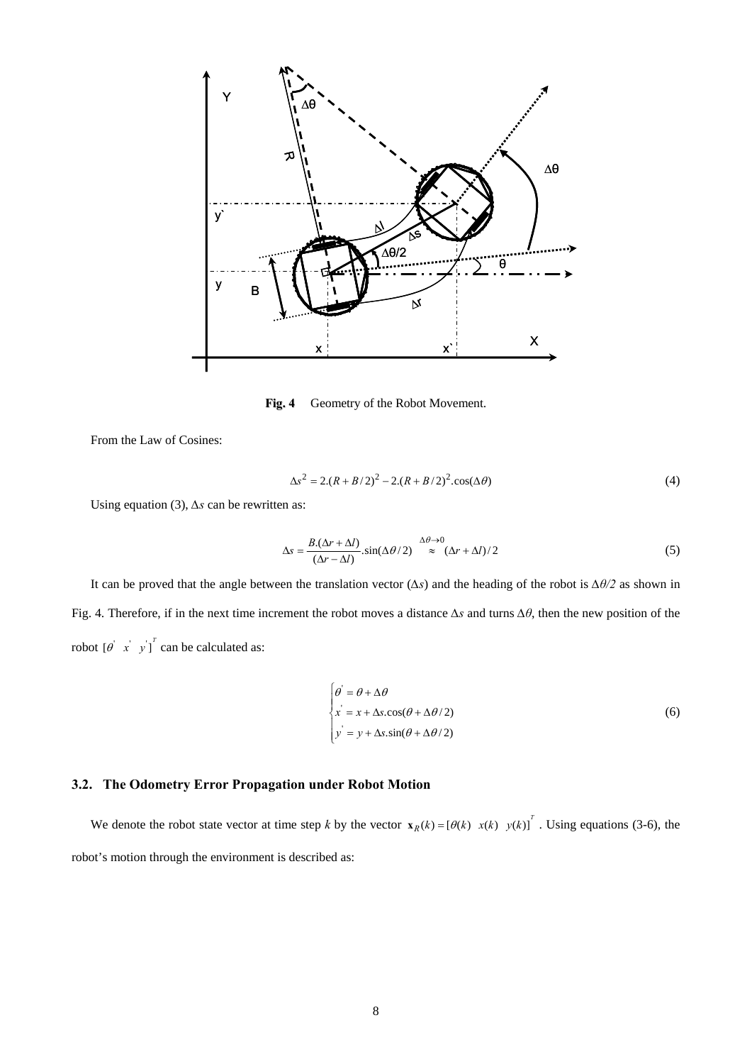**Fig. 4** Geometry of the Robot Movement.

From the Law of Cosines:

$$\Delta s^2 = 2.(R + B/2)^2 - 2.(R + B/2)^2.\cos(\Delta\theta) \tag{4}$$

Using equation (3), $\Delta s$ can be rewritten as:

$$\Delta s = \frac{B.(\Delta r + \Delta l)}{(\Delta r - \Delta l)}.\sin(\Delta\theta/2) \overset{\Delta\theta \to 0}{\approx} (\Delta r + \Delta l)/2 \tag{5}$$

It can be proved that the angle between the translation vector ($\Delta s$) and the heading of the robot is $\Delta\theta/2$ as shown in Fig. 4. Therefore, if in the next time increment the robot moves a distance $\Delta s$ and turns $\Delta\theta$, then the new position of the robot $[\theta' \ \ x' \ \ y']^T$ can be calculated as:

$$\begin{cases} \theta' = \theta + \Delta\theta \\ x' = x + \Delta s.\cos(\theta + \Delta\theta/2) \\ y' = y + \Delta s.\sin(\theta + \Delta\theta/2) \end{cases} \tag{6}$$

### 3.2. The Odometry Error Propagation under Robot Motion

We denote the robot state vector at time step $k$ by the vector $\mathbf{x}_R(k) = [\theta(k) \ \ x(k) \ \ y(k)]^T$. Using equations (3-6), the robot's motion through the environment is described as: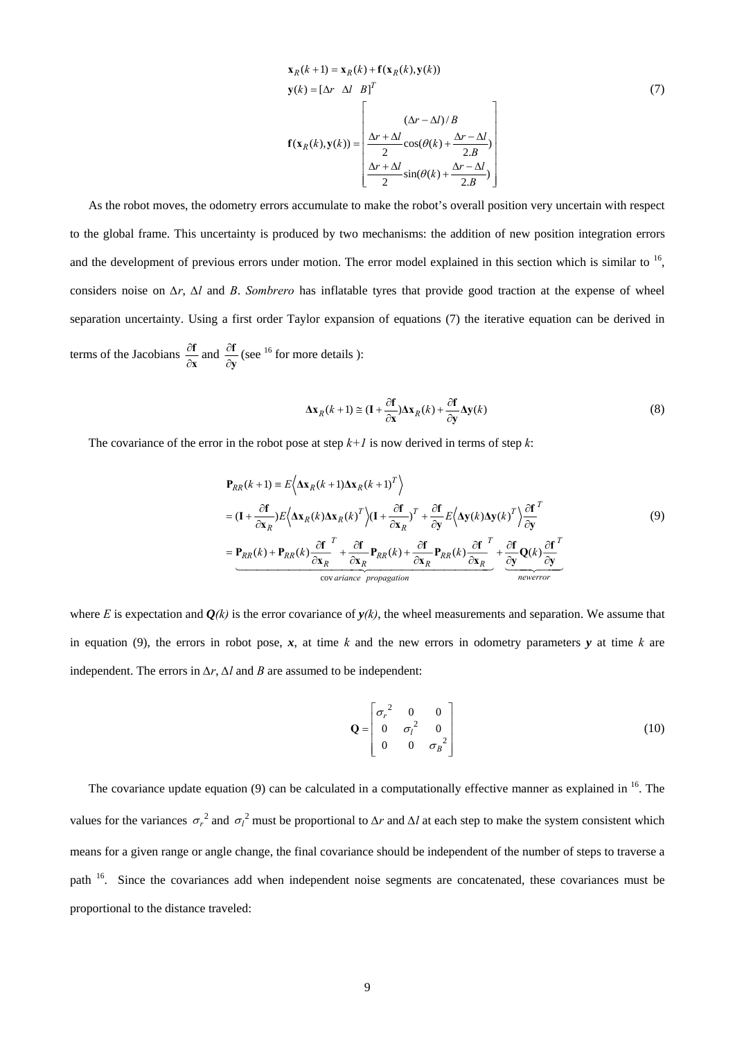$$
\begin{aligned}
&\mathbf{x}_R(k+1) = \mathbf{x}_R(k) + \mathbf{f}(\mathbf{x}_R(k), \mathbf{y}(k)) \\
&\mathbf{y}(k) = [\Delta r \quad \Delta l \quad B]^T \\
&\mathbf{f}(\mathbf{x}_R(k), \mathbf{y}(k)) = \begin{bmatrix} (\Delta r - \Delta l)/B \\ \dfrac{\Delta r + \Delta l}{2}\cos(\theta(k) + \dfrac{\Delta r - \Delta l}{2.B}) \\ \dfrac{\Delta r + \Delta l}{2}\sin(\theta(k) + \dfrac{\Delta r - \Delta l}{2.B}) \end{bmatrix}
\end{aligned}
\tag{7}
$$

As the robot moves, the odometry errors accumulate to make the robot's overall position very uncertain with respect to the global frame. This uncertainty is produced by two mechanisms: the addition of new position integration errors and the development of previous errors under motion. The error model explained in this section which is similar to [16], considers noise on $\Delta r$, $\Delta l$ and $B$. *Sombrero* has inflatable tyres that provide good traction at the expense of wheel separation uncertainty. Using a first order Taylor expansion of equations (7) the iterative equation can be derived in terms of the Jacobians $\frac{\partial \mathbf{f}}{\partial \mathbf{x}}$ and $\frac{\partial \mathbf{f}}{\partial \mathbf{y}}$ (see [16] for more details ):

$$
\mathbf{\Delta x}_R(k+1) \cong (\mathbf{I} + \frac{\partial \mathbf{f}}{\partial \mathbf{x}})\mathbf{\Delta x}_R(k) + \frac{\partial \mathbf{f}}{\partial \mathbf{y}}\mathbf{\Delta y}(k)
\tag{8}
$$

The covariance of the error in the robot pose at step $k+1$ is now derived in terms of step $k$:

$$
\begin{aligned}
\mathbf{P}_{RR}(k+1) &\equiv E\left\langle \mathbf{\Delta x}_R(k+1)\mathbf{\Delta x}_R(k+1)^T \right\rangle \\
&= (\mathbf{I} + \frac{\partial \mathbf{f}}{\partial \mathbf{x}_R})E\left\langle \mathbf{\Delta x}_R(k)\mathbf{\Delta x}_R(k)^T \right\rangle(\mathbf{I} + \frac{\partial \mathbf{f}}{\partial \mathbf{x}_R})^T + \frac{\partial \mathbf{f}}{\partial \mathbf{y}}E\left\langle \mathbf{\Delta y}(k)\mathbf{\Delta y}(k)^T \right\rangle\frac{\partial \mathbf{f}}{\partial \mathbf{y}}^T \\
&= \underbrace{\mathbf{P}_{RR}(k) + \mathbf{P}_{RR}(k)\frac{\partial \mathbf{f}}{\partial \mathbf{x}_R}^T + \frac{\partial \mathbf{f}}{\partial \mathbf{x}_R}\mathbf{P}_{RR}(k) + \frac{\partial \mathbf{f}}{\partial \mathbf{x}_R}\mathbf{P}_{RR}(k)\frac{\partial \mathbf{f}}{\partial \mathbf{x}_R}^T}_{\text{covariance propagation}} + \underbrace{\frac{\partial \mathbf{f}}{\partial \mathbf{y}}\mathbf{Q}(k)\frac{\partial \mathbf{f}}{\partial \mathbf{y}}^T}_{\text{new error}}
\end{aligned}
\tag{9}
$$

where $E$ is expectation and $\mathbf{Q}(k)$ is the error covariance of $\mathbf{y}(k)$, the wheel measurements and separation. We assume that in equation (9), the errors in robot pose, $\mathbf{x}$, at time $k$ and the new errors in odometry parameters $\mathbf{y}$ at time $k$ are independent. The errors in $\Delta r$, $\Delta l$ and $B$ are assumed to be independent:

$$
\mathbf{Q} = \begin{bmatrix} \sigma_r^2 & 0 & 0 \\ 0 & \sigma_l^2 & 0 \\ 0 & 0 & \sigma_B^2 \end{bmatrix}
\tag{10}
$$

The covariance update equation (9) can be calculated in a computationally effective manner as explained in [16]. The values for the variances $\sigma_r^2$ and $\sigma_l^2$ must be proportional to $\Delta r$ and $\Delta l$ at each step to make the system consistent which means for a given range or angle change, the final covariance should be independent of the number of steps to traverse a path [16]. Since the covariances add when independent noise segments are concatenated, these covariances must be proportional to the distance traveled: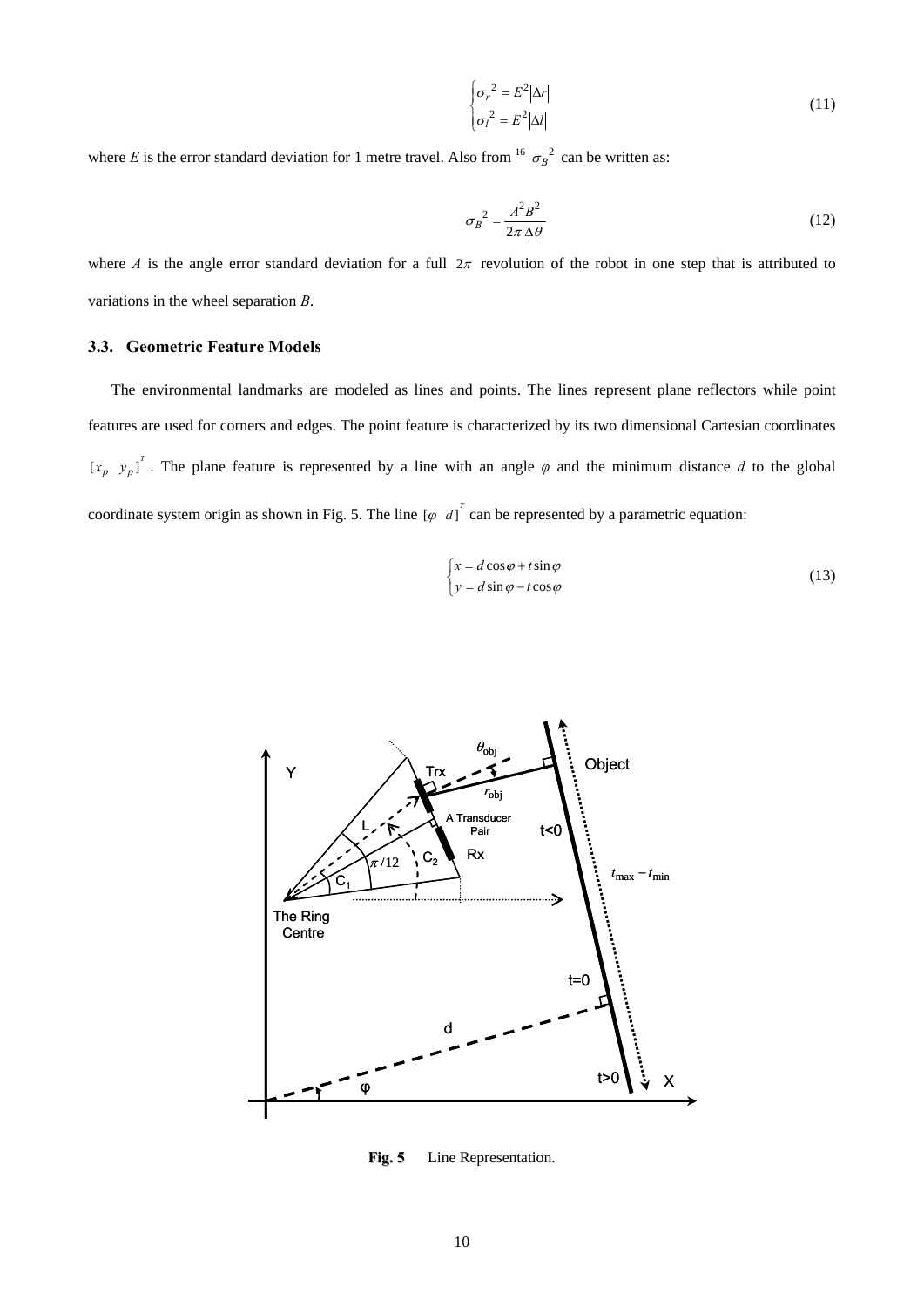$$\begin{cases} \sigma_r^{\ 2} = E^2 |\Delta r| \\ \sigma_l^{\ 2} = E^2 |\Delta l| \end{cases} \tag{11}$$

where *E* is the error standard deviation for 1 metre travel. Also from [16] $\sigma_B^{\ 2}$ can be written as:

$$\sigma_B^{\ 2} = \frac{A^2 B^2}{2\pi |\Delta\theta|} \tag{12}$$

where *A* is the angle error standard deviation for a full $2\pi$ revolution of the robot in one step that is attributed to variations in the wheel separation *B*.

### 3.3. Geometric Feature Models

The environmental landmarks are modeled as lines and points. The lines represent plane reflectors while point features are used for corners and edges. The point feature is characterized by its two dimensional Cartesian coordinates $[x_p \ \ y_p]^T$. The plane feature is represented by a line with an angle $\varphi$ and the minimum distance *d* to the global coordinate system origin as shown in Fig. 5. The line $[\varphi \ \ d]^T$ can be represented by a parametric equation:

$$\begin{cases} x = d\cos\varphi + t\sin\varphi \\ y = d\sin\varphi - t\cos\varphi \end{cases} \tag{13}$$

**Fig. 5** Line Representation.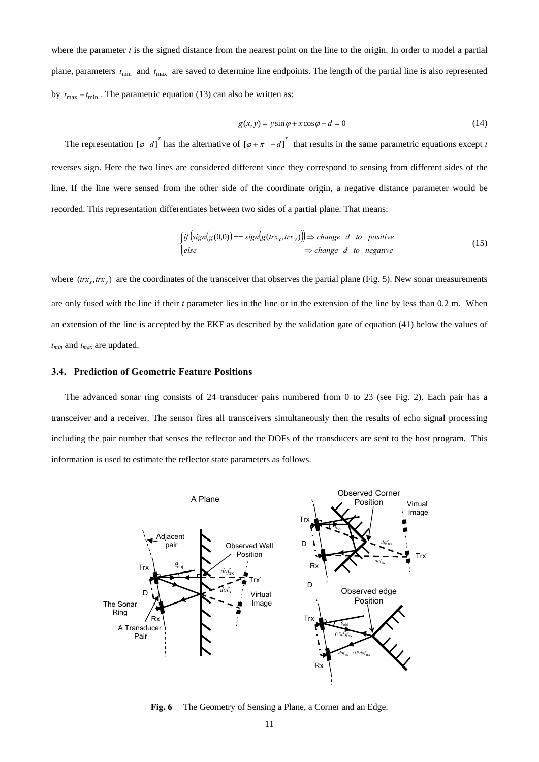where the parameter $t$ is the signed distance from the nearest point on the line to the origin. In order to model a partial plane, parameters $t_{\min}$ and $t_{\max}$ are saved to determine line endpoints. The length of the partial line is also represented by $t_{\max} - t_{\min}$. The parametric equation (13) can also be written as:

$$g(x, y) = y \sin\varphi + x \cos\varphi - d = 0 \tag{14}$$

The representation $[\varphi \;\; d]^T$ has the alternative of $[\varphi + \pi \;\; -d]^T$ that results in the same parametric equations except $t$ reverses sign. Here the two lines are considered different since they correspond to sensing from different sides of the line. If the line were sensed from the other side of the coordinate origin, a negative distance parameter would be recorded. This representation differentiates between two sides of a partial plane. That means:

$$\begin{cases} if\left(sign\left(g(0,0)\right) == sign\left(g(trx_x, trx_y)\right)\right) \Rightarrow change \;\; d \;\; to \;\; positive \\ else \qquad\qquad\qquad\qquad\qquad\qquad\qquad\;\; \Rightarrow change \;\; d \;\; to \;\; negative \end{cases} \tag{15}$$

where $(trx_x, trx_y)$ are the coordinates of the transceiver that observes the partial plane (Fig. 5). New sonar measurements are only fused with the line if their $t$ parameter lies in the line or in the extension of the line by less than 0.2 m. When an extension of the line is accepted by the EKF as described by the validation gate of equation (41) below the values of $t_{min}$ and $t_{max}$ are updated.

### 3.4. Prediction of Geometric Feature Positions

The advanced sonar ring consists of 24 transducer pairs numbered from 0 to 23 (see Fig. 2). Each pair has a transceiver and a receiver. The sensor fires all transceivers simultaneously then the results of echo signal processing including the pair number that senses the reflector and the DOFs of the transducers are sent to the host program. This information is used to estimate the reflector state parameters as follows.

**Fig. 6** The Geometry of Sensing a Plane, a Corner and an Edge.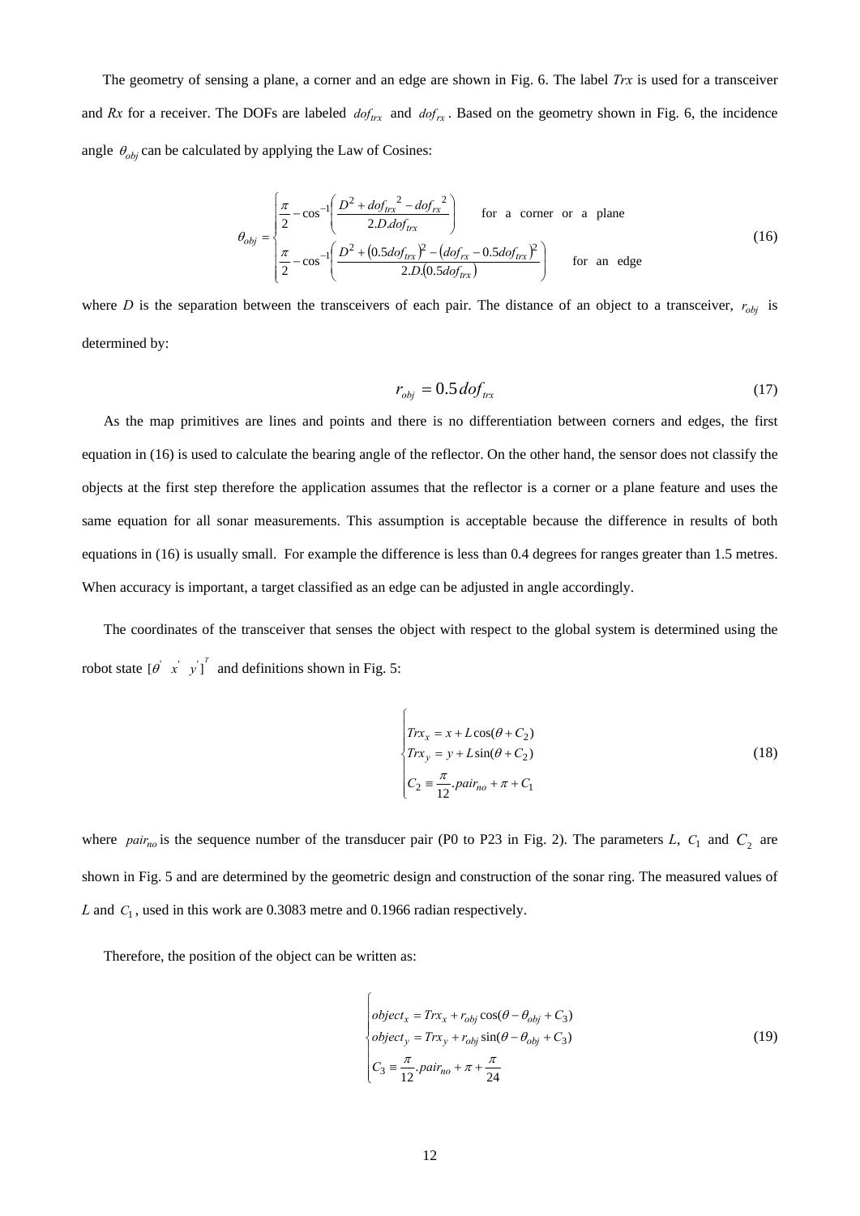The geometry of sensing a plane, a corner and an edge are shown in Fig. 6. The label *Trx* is used for a transceiver and *Rx* for a receiver. The DOFs are labeled $dof_{trx}$ and $dof_{rx}$. Based on the geometry shown in Fig. 6, the incidence angle $\theta_{obj}$ can be calculated by applying the Law of Cosines:

$$\theta_{obj} = \begin{cases} \dfrac{\pi}{2} - \cos^{-1}\left( \dfrac{D^2 + dof_{trx}{}^2 - dof_{rx}{}^2}{2.D.dof_{trx}} \right) & \text{for a corner or a plane} \\ \dfrac{\pi}{2} - \cos^{-1}\left( \dfrac{D^2 + (0.5dof_{trx})^2 - (dof_{rx} - 0.5dof_{trx})^2}{2.D.(0.5dof_{trx})} \right) & \text{for an edge} \end{cases} \tag{16}$$

where $D$ is the separation between the transceivers of each pair. The distance of an object to a transceiver, $r_{obj}$ is determined by:

$$r_{obj} = 0.5\, dof_{trx} \tag{17}$$

As the map primitives are lines and points and there is no differentiation between corners and edges, the first equation in (16) is used to calculate the bearing angle of the reflector. On the other hand, the sensor does not classify the objects at the first step therefore the application assumes that the reflector is a corner or a plane feature and uses the same equation for all sonar measurements. This assumption is acceptable because the difference in results of both equations in (16) is usually small. For example the difference is less than 0.4 degrees for ranges greater than 1.5 metres. When accuracy is important, a target classified as an edge can be adjusted in angle accordingly.

The coordinates of the transceiver that senses the object with respect to the global system is determined using the robot state $[\theta' \;\; x' \;\; y']^T$ and definitions shown in Fig. 5:

$$\begin{cases} Trx_x = x + L\cos(\theta + C_2) \\ Trx_y = y + L\sin(\theta + C_2) \\ C_2 \equiv \dfrac{\pi}{12}.pair_{no} + \pi + C_1 \end{cases} \tag{18}$$

where $pair_{no}$ is the sequence number of the transducer pair (P0 to P23 in Fig. 2). The parameters $L$, $C_1$ and $C_2$ are shown in Fig. 5 and are determined by the geometric design and construction of the sonar ring. The measured values of $L$ and $C_1$, used in this work are 0.3083 metre and 0.1966 radian respectively.

Therefore, the position of the object can be written as:

$$\begin{cases} object_x = Trx_x + r_{obj}\cos(\theta - \theta_{obj} + C_3) \\ object_y = Trx_y + r_{obj}\sin(\theta - \theta_{obj} + C_3) \\ C_3 \equiv \dfrac{\pi}{12}.pair_{no} + \pi + \dfrac{\pi}{24} \end{cases} \tag{19}$$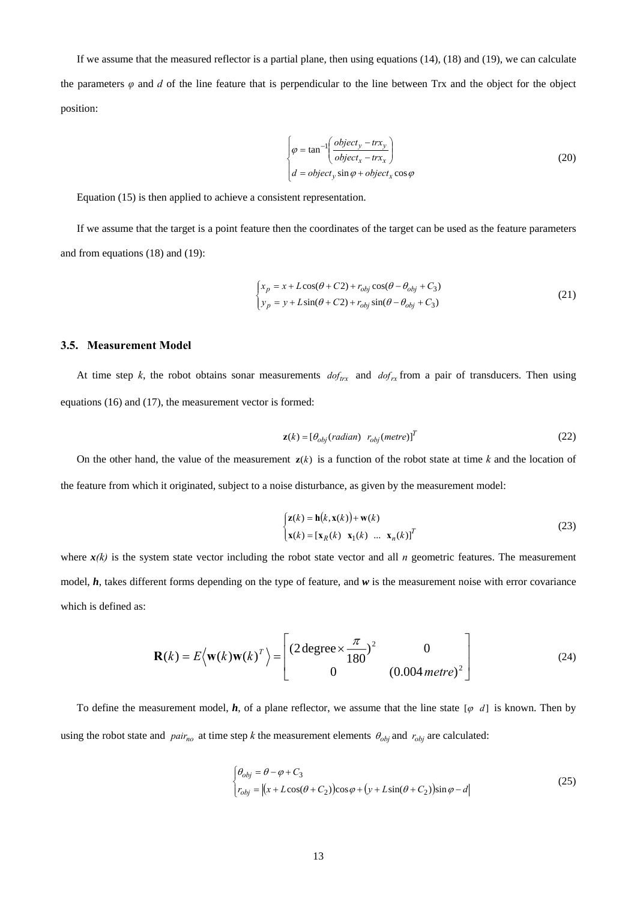If we assume that the measured reflector is a partial plane, then using equations (14), (18) and (19), we can calculate the parameters $\varphi$ and $d$ of the line feature that is perpendicular to the line between Trx and the object for the object position:

$$
\begin{cases}
\varphi = \tan^{-1}\left(\dfrac{object_y - trx_y}{object_x - trx_x}\right) \\
d = object_y \sin\varphi + object_x \cos\varphi
\end{cases}
\tag{20}
$$

Equation (15) is then applied to achieve a consistent representation.

If we assume that the target is a point feature then the coordinates of the target can be used as the feature parameters and from equations (18) and (19):

$$
\begin{cases}
x_p = x + L\cos(\theta + C2) + r_{obj}\cos(\theta - \theta_{obj} + C_3) \\
y_p = y + L\sin(\theta + C2) + r_{obj}\sin(\theta - \theta_{obj} + C_3)
\end{cases}
\tag{21}
$$

### 3.5. Measurement Model

At time step $k$, the robot obtains sonar measurements $dof_{trx}$ and $dof_{rx}$ from a pair of transducers. Then using equations (16) and (17), the measurement vector is formed:

$$
\mathbf{z}(k) = [\theta_{obj}(radian) \;\; r_{obj}(metre)]^T \tag{22}
$$

On the other hand, the value of the measurement $\mathbf{z}(k)$ is a function of the robot state at time $k$ and the location of the feature from which it originated, subject to a noise disturbance, as given by the measurement model:

$$
\begin{cases}
\mathbf{z}(k) = \mathbf{h}(k, \mathbf{x}(k)) + \mathbf{w}(k) \\
\mathbf{x}(k) = [\mathbf{x}_R(k) \;\; \mathbf{x}_1(k) \;\; \ldots \;\; \mathbf{x}_n(k)]^T
\end{cases}
\tag{23}
$$

where $\boldsymbol{x(k)}$ is the system state vector including the robot state vector and all $n$ geometric features. The measurement model, $\boldsymbol{h}$, takes different forms depending on the type of feature, and $\boldsymbol{w}$ is the measurement noise with error covariance which is defined as:

$$
\mathbf{R}(k) = E\left\langle \mathbf{w}(k)\mathbf{w}(k)^T \right\rangle = \begin{bmatrix} (2\,\text{degree} \times \dfrac{\pi}{180})^2 & 0 \\ 0 & (0.004\,metre)^2 \end{bmatrix} \tag{24}
$$

To define the measurement model, $\boldsymbol{h}$, of a plane reflector, we assume that the line state $[\varphi \;\; d]$ is known. Then by using the robot state and $pair_{no}$ at time step $k$ the measurement elements $\theta_{obj}$ and $r_{obj}$ are calculated:

$$
\begin{cases}
\theta_{obj} = \theta - \varphi + C_3 \\
r_{obj} = \left| (x + L\cos(\theta + C_2))\cos\varphi + (y + L\sin(\theta + C_2))\sin\varphi - d \right|
\end{cases}
\tag{25}
$$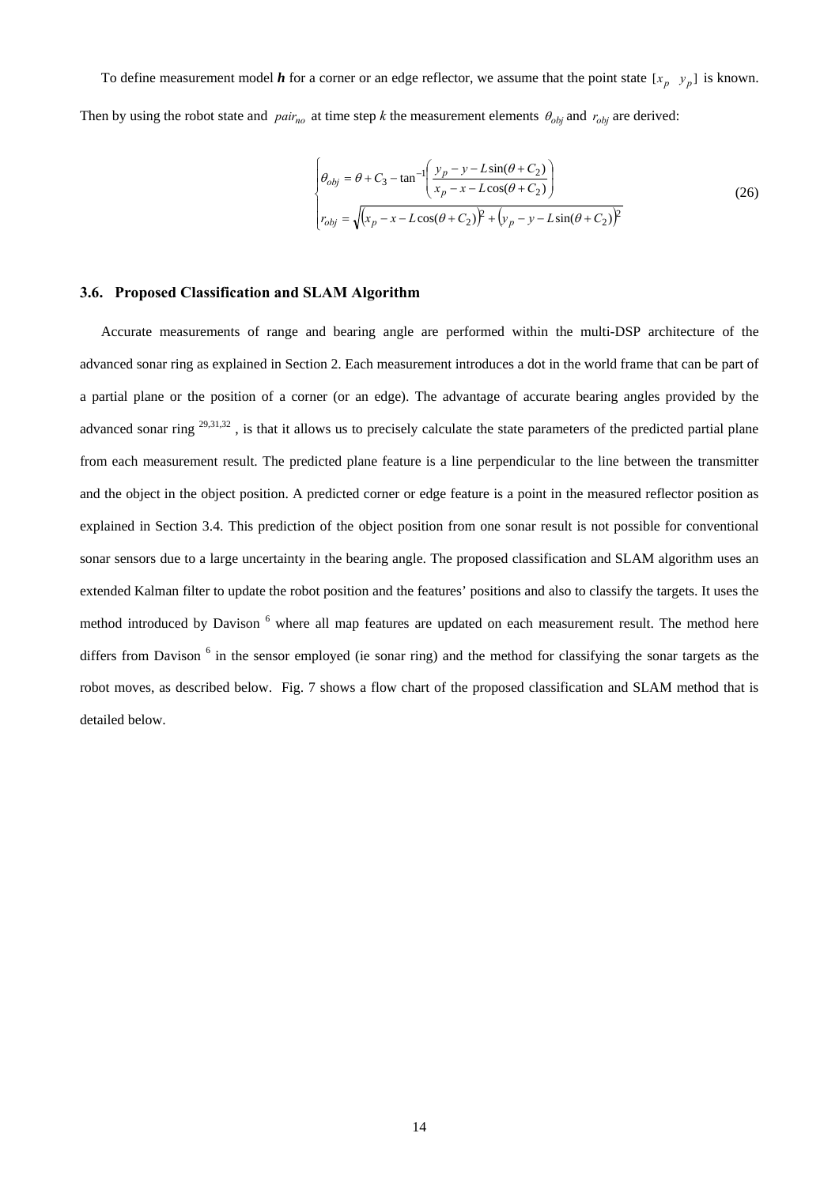To define measurement model ***h*** for a corner or an edge reflector, we assume that the point state $[x_p \quad y_p]$ is known. Then by using the robot state and $pair_{no}$ at time step *k* the measurement elements $\theta_{obj}$ and $r_{obj}$ are derived:

$$
\begin{cases}
\theta_{obj} = \theta + C_3 - \tan^{-1}\left( \dfrac{y_p - y - L\sin(\theta + C_2)}{x_p - x - L\cos(\theta + C_2)} \right) \\
r_{obj} = \sqrt{\left(x_p - x - L\cos(\theta + C_2)\right)^2 + \left(y_p - y - L\sin(\theta + C_2)\right)^2}
\end{cases}
\tag{26}
$$

### 3.6. Proposed Classification and SLAM Algorithm

Accurate measurements of range and bearing angle are performed within the multi-DSP architecture of the advanced sonar ring as explained in Section 2. Each measurement introduces a dot in the world frame that can be part of a partial plane or the position of a corner (or an edge). The advantage of accurate bearing angles provided by the advanced sonar ring [29,31,32], is that it allows us to precisely calculate the state parameters of the predicted partial plane from each measurement result. The predicted plane feature is a line perpendicular to the line between the transmitter and the object in the object position. A predicted corner or edge feature is a point in the measured reflector position as explained in Section 3.4. This prediction of the object position from one sonar result is not possible for conventional sonar sensors due to a large uncertainty in the bearing angle. The proposed classification and SLAM algorithm uses an extended Kalman filter to update the robot position and the features' positions and also to classify the targets. It uses the method introduced by Davison [6] where all map features are updated on each measurement result. The method here differs from Davison [6] in the sensor employed (ie sonar ring) and the method for classifying the sonar targets as the robot moves, as described below. Fig. 7 shows a flow chart of the proposed classification and SLAM method that is detailed below.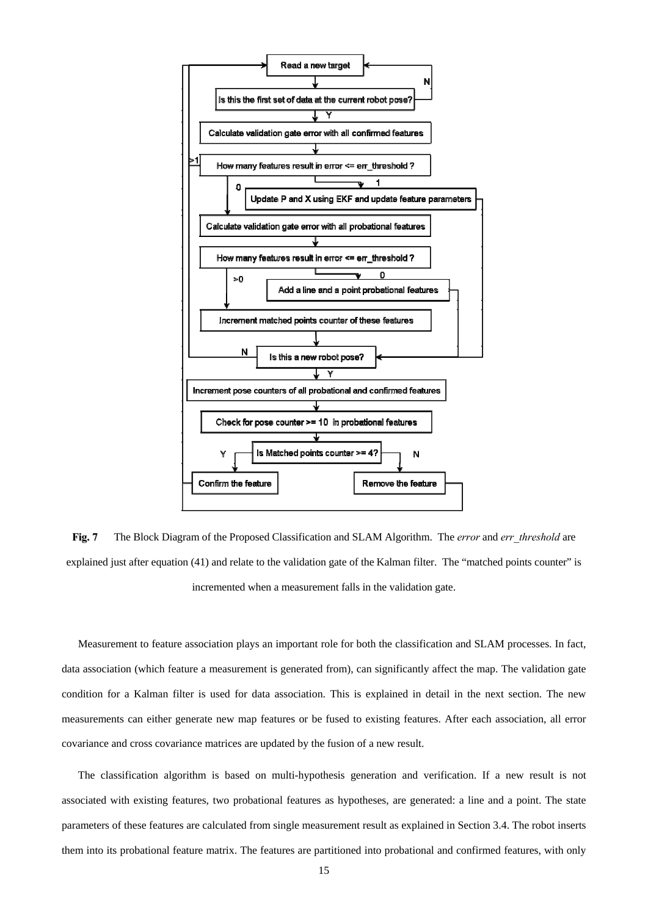**Fig. 7** The Block Diagram of the Proposed Classification and SLAM Algorithm. The *error* and *err_threshold* are explained just after equation (41) and relate to the validation gate of the Kalman filter. The "matched points counter" is incremented when a measurement falls in the validation gate.

Measurement to feature association plays an important role for both the classification and SLAM processes. In fact, data association (which feature a measurement is generated from), can significantly affect the map. The validation gate condition for a Kalman filter is used for data association. This is explained in detail in the next section. The new measurements can either generate new map features or be fused to existing features. After each association, all error covariance and cross covariance matrices are updated by the fusion of a new result.

The classification algorithm is based on multi-hypothesis generation and verification. If a new result is not associated with existing features, two probational features as hypotheses, are generated: a line and a point. The state parameters of these features are calculated from single measurement result as explained in Section 3.4. The robot inserts them into its probational feature matrix. The features are partitioned into probational and confirmed features, with only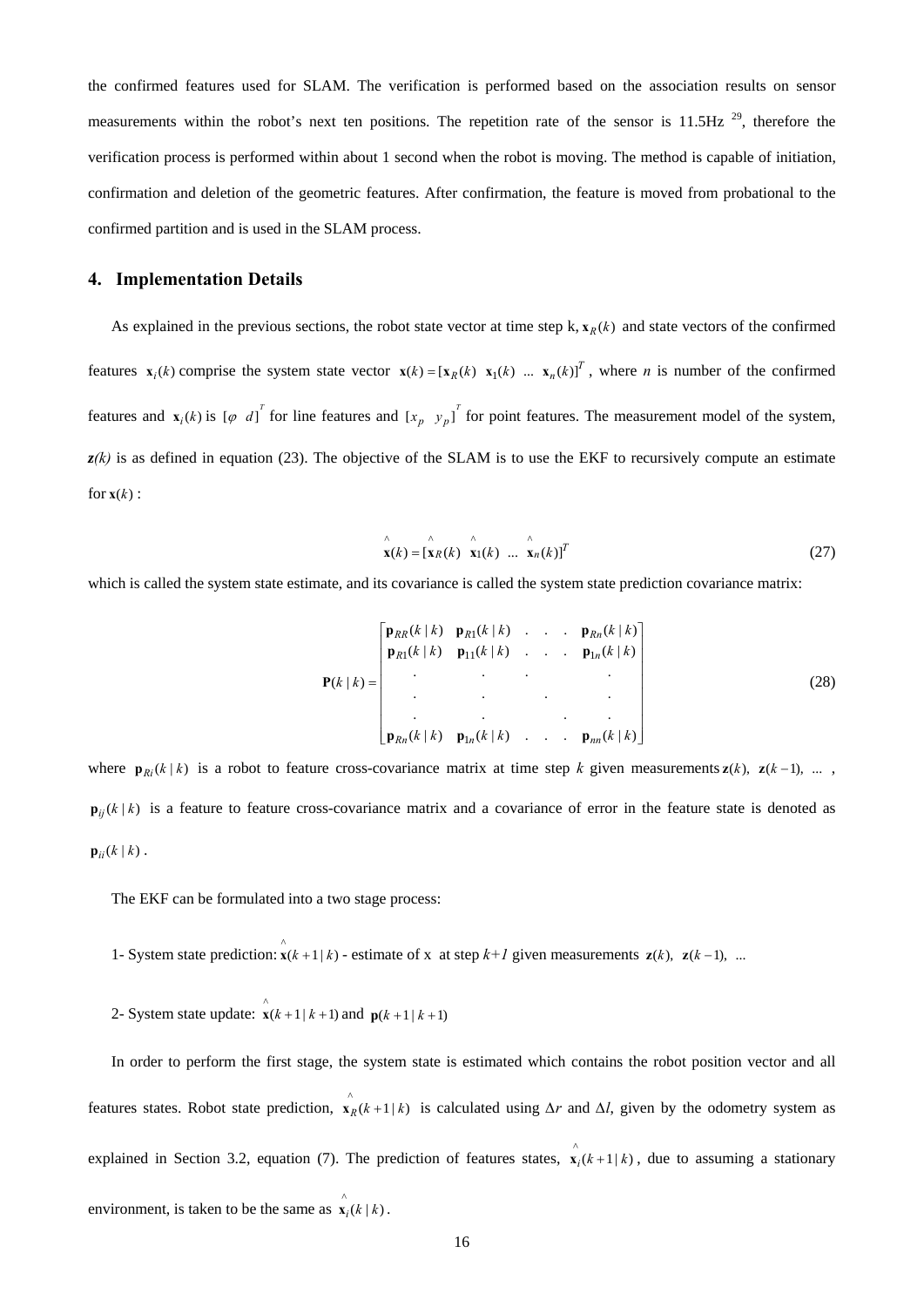the confirmed features used for SLAM. The verification is performed based on the association results on sensor measurements within the robot's next ten positions. The repetition rate of the sensor is 11.5Hz [29], therefore the verification process is performed within about 1 second when the robot is moving. The method is capable of initiation, confirmation and deletion of the geometric features. After confirmation, the feature is moved from probational to the confirmed partition and is used in the SLAM process.

## 4. Implementation Details

As explained in the previous sections, the robot state vector at time step k, $\mathbf{x}_R(k)$ and state vectors of the confirmed features $\mathbf{x}_i(k)$ comprise the system state vector $\mathbf{x}(k) = [\mathbf{x}_R(k) \;\; \mathbf{x}_1(k) \;\; ... \;\; \mathbf{x}_n(k)]^T$, where $n$ is number of the confirmed features and $\mathbf{x}_i(k)$ is $[\varphi \;\; d]^T$ for line features and $[x_p \;\; y_p]^T$ for point features. The measurement model of the system, $\mathbf{z}(k)$ is as defined in equation (23). The objective of the SLAM is to use the EKF to recursively compute an estimate for $\mathbf{x}(k)$ :

$$\hat{\mathbf{x}}(k) = [\hat{\mathbf{x}}_R(k) \;\; \hat{\mathbf{x}}_1(k) \;\; ... \;\; \hat{\mathbf{x}}_n(k)]^T \tag{27}$$

which is called the system state estimate, and its covariance is called the system state prediction covariance matrix:

$$\mathbf{P}(k \mid k) = \begin{bmatrix} \mathbf{p}_{RR}(k \mid k) & \mathbf{p}_{R1}(k \mid k) & . & . & . & \mathbf{p}_{Rn}(k \mid k) \\ \mathbf{p}_{R1}(k \mid k) & \mathbf{p}_{11}(k \mid k) & . & . & . & \mathbf{p}_{1n}(k \mid k) \\ . & . & . & & & . \\ . & . & & . & & . \\ . & . & & & . & . \\ \mathbf{p}_{Rn}(k \mid k) & \mathbf{p}_{1n}(k \mid k) & . & . & . & \mathbf{p}_{nn}(k \mid k) \end{bmatrix} \tag{28}$$

where $\mathbf{p}_{Ri}(k \mid k)$ is a robot to feature cross-covariance matrix at time step $k$ given measurements $\mathbf{z}(k), \;\; \mathbf{z}(k-1), \;\; ... \;\;,$ $\mathbf{p}_{ij}(k \mid k)$ is a feature to feature cross-covariance matrix and a covariance of error in the feature state is denoted as $\mathbf{p}_{ii}(k \mid k)$.

The EKF can be formulated into a two stage process:

1- System state prediction: $\hat{\mathbf{x}}(k+1 \mid k)$ - estimate of x at step $k+1$ given measurements $\mathbf{z}(k), \;\; \mathbf{z}(k-1), \;\; ...$

2- System state update: $\hat{\mathbf{x}}(k+1 \mid k+1)$ and $\mathbf{p}(k+1 \mid k+1)$

In order to perform the first stage, the system state is estimated which contains the robot position vector and all features states. Robot state prediction, $\hat{\mathbf{x}}_R(k+1 \mid k)$ is calculated using $\Delta r$ and $\Delta l$, given by the odometry system as explained in Section 3.2, equation (7). The prediction of features states, $\hat{\mathbf{x}}_i(k+1 \mid k)$, due to assuming a stationary environment, is taken to be the same as $\hat{\mathbf{x}}_i(k \mid k)$.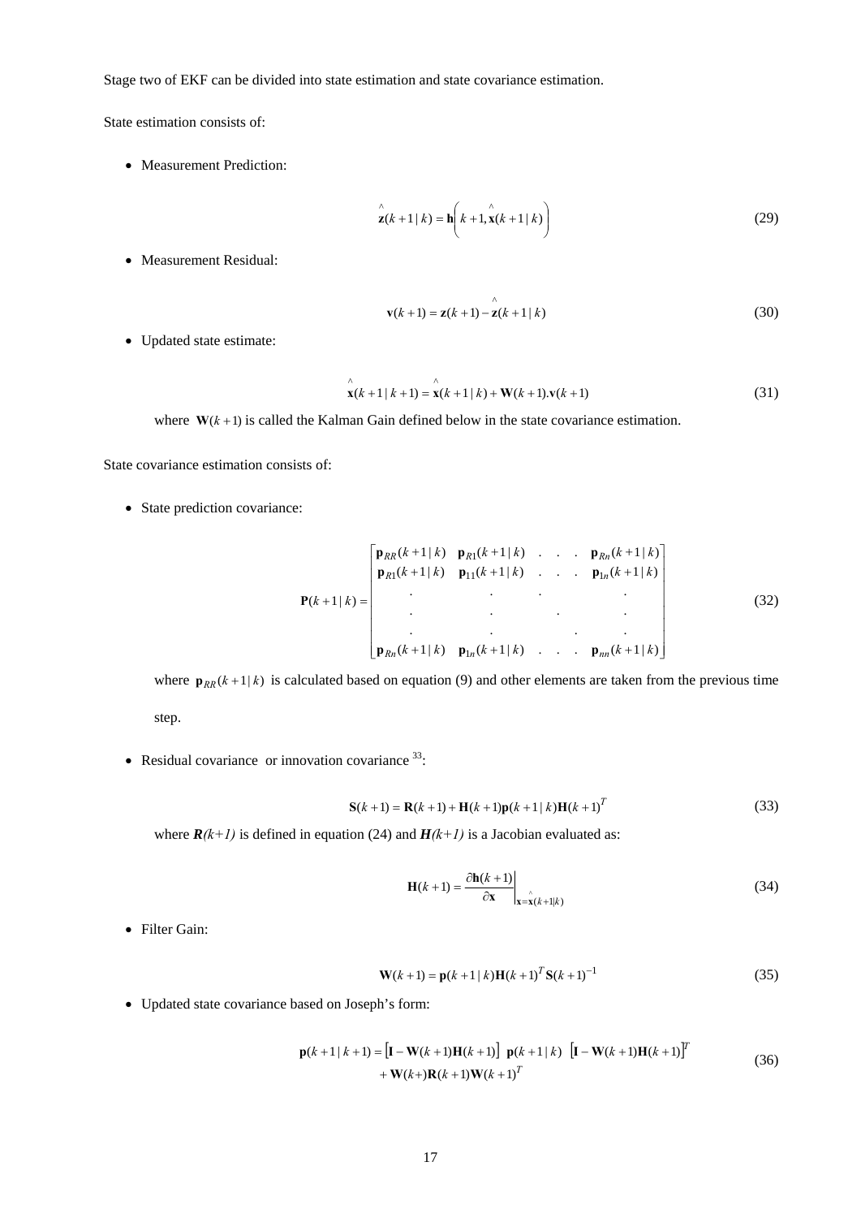Stage two of EKF can be divided into state estimation and state covariance estimation.

State estimation consists of:

- Measurement Prediction:

$$\hat{\mathbf{z}}(k+1\,|\,k) = \mathbf{h}\left(k+1, \hat{\mathbf{x}}(k+1\,|\,k)\right) \tag{29}$$

- Measurement Residual:

$$\mathbf{v}(k+1) = \mathbf{z}(k+1) - \hat{\mathbf{z}}(k+1\,|\,k) \tag{30}$$

- Updated state estimate:

$$\hat{\mathbf{x}}(k+1\,|\,k+1) = \hat{\mathbf{x}}(k+1\,|\,k) + \mathbf{W}(k+1).\mathbf{v}(k+1) \tag{31}$$

where $\mathbf{W}(k+1)$ is called the Kalman Gain defined below in the state covariance estimation.

State covariance estimation consists of:

- State prediction covariance:

$$\mathbf{P}(k+1\,|\,k) = \begin{bmatrix} \mathbf{p}_{RR}(k+1\,|\,k) & \mathbf{p}_{R1}(k+1\,|\,k) & . & . & . & \mathbf{p}_{Rn}(k+1\,|\,k) \\ \mathbf{p}_{R1}(k+1\,|\,k) & \mathbf{p}_{11}(k+1\,|\,k) & . & . & . & \mathbf{p}_{1n}(k+1\,|\,k) \\ . & . & . & & & . \\ . & . & & . & & . \\ . & . & & & . & . \\ \mathbf{p}_{Rn}(k+1\,|\,k) & \mathbf{p}_{1n}(k+1\,|\,k) & . & . & . & \mathbf{p}_{nn}(k+1\,|\,k) \end{bmatrix} \tag{32}$$

where $\mathbf{p}_{RR}(k+1\,|\,k)$ is calculated based on equation (9) and other elements are taken from the previous time step.

- Residual covariance or innovation covariance [33]:

$$\mathbf{S}(k+1) = \mathbf{R}(k+1) + \mathbf{H}(k+1)\mathbf{p}(k+1\,|\,k)\mathbf{H}(k+1)^T \tag{33}$$

where $\boldsymbol{R}(k+1)$ is defined in equation (24) and $\boldsymbol{H}(k+1)$ is a Jacobian evaluated as:

$$\mathbf{H}(k+1) = \left.\frac{\partial \mathbf{h}(k+1)}{\partial \mathbf{x}}\right|_{\mathbf{x}=\hat{\mathbf{x}}(k+1|k)} \tag{34}$$

- Filter Gain:

$$\mathbf{W}(k+1) = \mathbf{p}(k+1\,|\,k)\mathbf{H}(k+1)^T\mathbf{S}(k+1)^{-1} \tag{35}$$

- Updated state covariance based on Joseph's form:

$$\begin{aligned} \mathbf{p}(k+1\,|\,k+1) = {} & \left[\mathbf{I} - \mathbf{W}(k+1)\mathbf{H}(k+1)\right] \; \mathbf{p}(k+1\,|\,k) \; \left[\mathbf{I} - \mathbf{W}(k+1)\mathbf{H}(k+1)\right]^T \\ & + \mathbf{W}(k+)\mathbf{R}(k+1)\mathbf{W}(k+1)^T \end{aligned} \tag{36}$$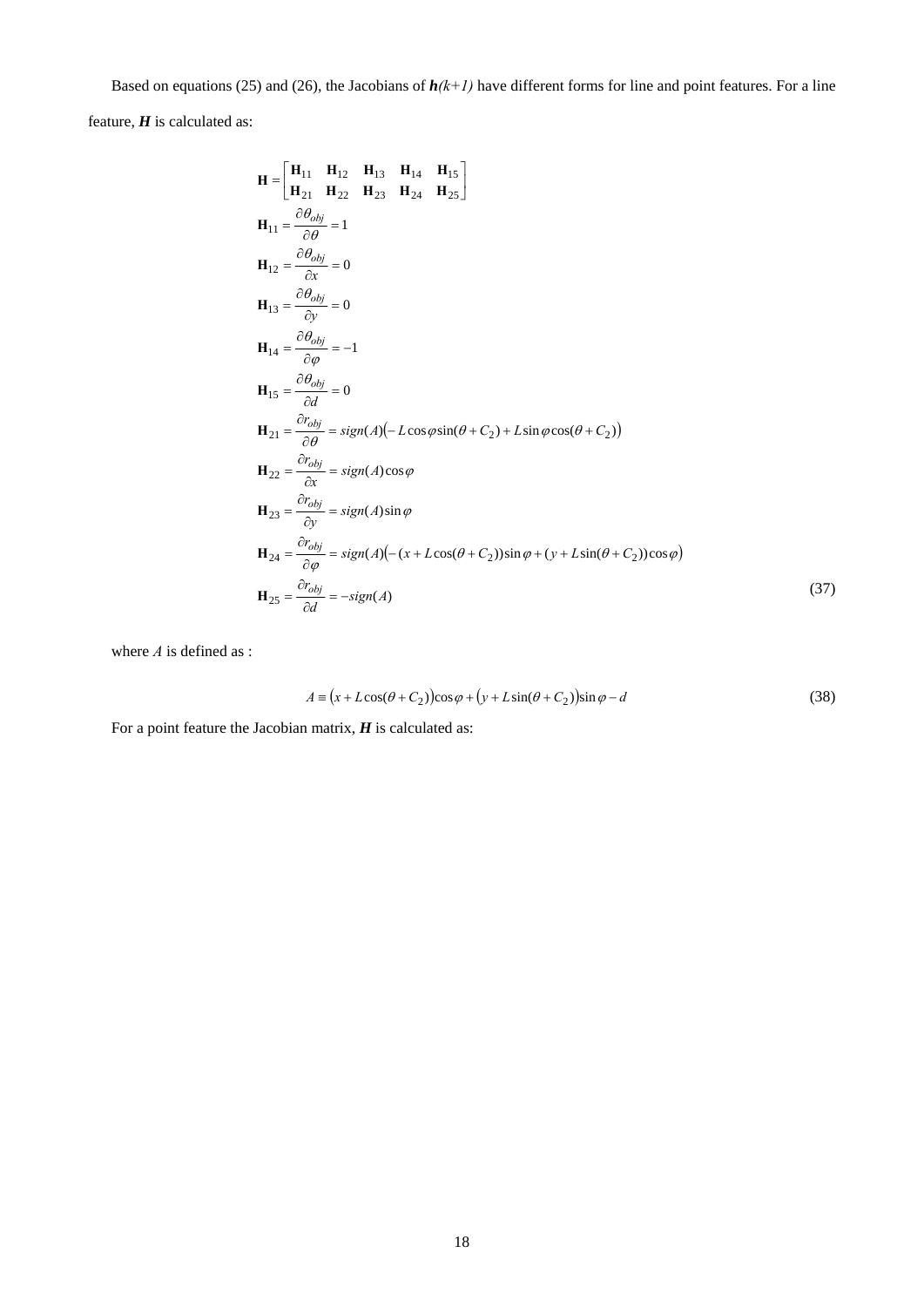Based on equations (25) and (26), the Jacobians of $\boldsymbol{h}(k+1)$ have different forms for line and point features. For a line feature, $\boldsymbol{H}$ is calculated as:

$$
\begin{aligned}
\mathbf{H} &= \begin{bmatrix} \mathbf{H}_{11} & \mathbf{H}_{12} & \mathbf{H}_{13} & \mathbf{H}_{14} & \mathbf{H}_{15} \\ \mathbf{H}_{21} & \mathbf{H}_{22} & \mathbf{H}_{23} & \mathbf{H}_{24} & \mathbf{H}_{25} \end{bmatrix} \\
\mathbf{H}_{11} &= \frac{\partial \theta_{obj}}{\partial \theta} = 1 \\
\mathbf{H}_{12} &= \frac{\partial \theta_{obj}}{\partial x} = 0 \\
\mathbf{H}_{13} &= \frac{\partial \theta_{obj}}{\partial y} = 0 \\
\mathbf{H}_{14} &= \frac{\partial \theta_{obj}}{\partial \varphi} = -1 \\
\mathbf{H}_{15} &= \frac{\partial \theta_{obj}}{\partial d} = 0 \\
\mathbf{H}_{21} &= \frac{\partial r_{obj}}{\partial \theta} = sign(A)\left(-L\cos\varphi\sin(\theta + C_2) + L\sin\varphi\cos(\theta + C_2)\right) \\
\mathbf{H}_{22} &= \frac{\partial r_{obj}}{\partial x} = sign(A)\cos\varphi \\
\mathbf{H}_{23} &= \frac{\partial r_{obj}}{\partial y} = sign(A)\sin\varphi \\
\mathbf{H}_{24} &= \frac{\partial r_{obj}}{\partial \varphi} = sign(A)\left(-(x + L\cos(\theta + C_2))\sin\varphi + (y + L\sin(\theta + C_2))\cos\varphi\right) \\
\mathbf{H}_{25} &= \frac{\partial r_{obj}}{\partial d} = -sign(A)
\end{aligned}
\tag{37}
$$

where $A$ is defined as :

$$
A \equiv \left(x + L\cos(\theta + C_2)\right)\cos\varphi + \left(y + L\sin(\theta + C_2)\right)\sin\varphi - d \tag{38}
$$

For a point feature the Jacobian matrix, $\boldsymbol{H}$ is calculated as: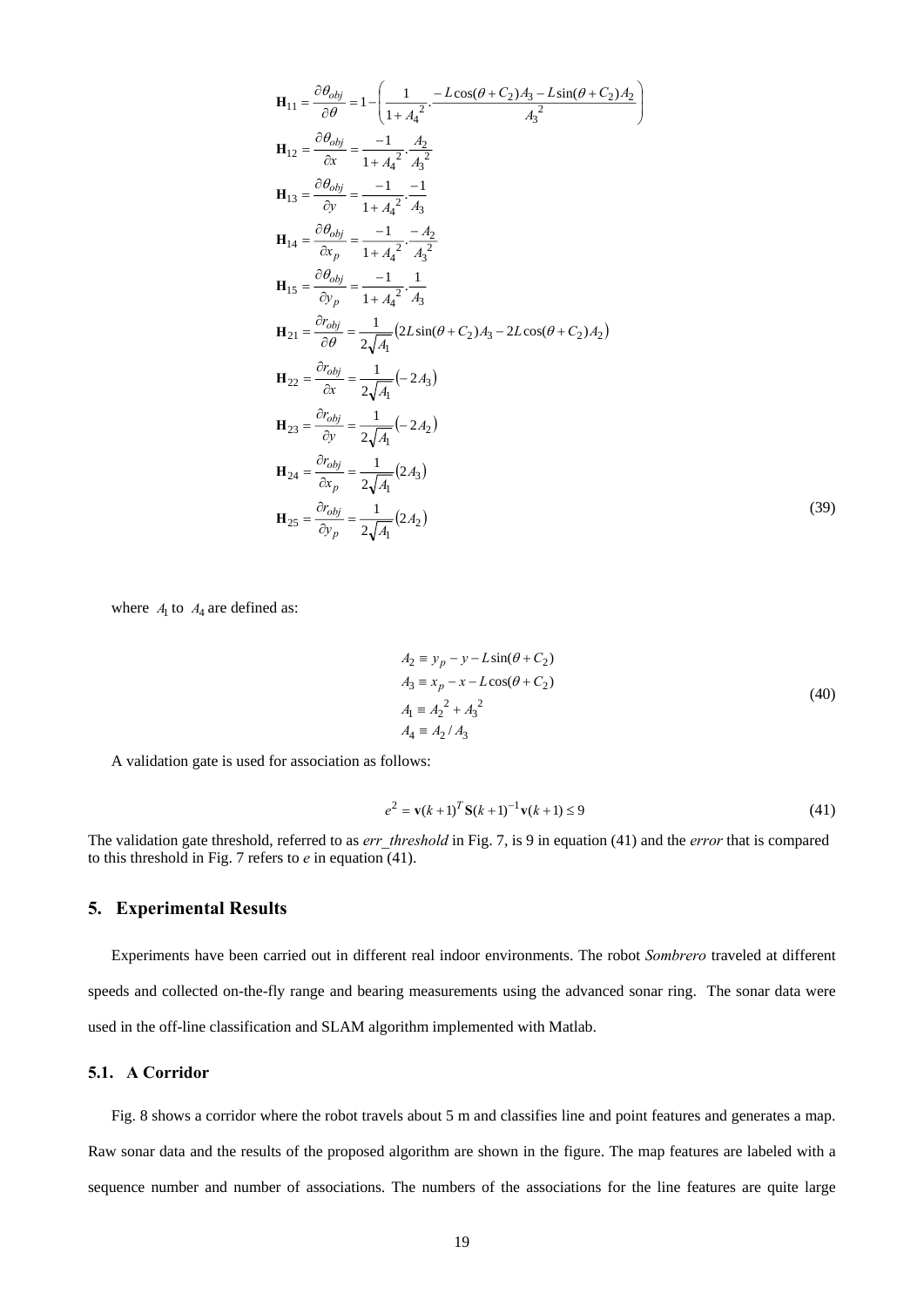$$
\begin{aligned}
\mathbf{H}_{11} &= \frac{\partial \theta_{obj}}{\partial \theta} = 1 - \left( \frac{1}{1+{A_4}^2} \cdot \frac{-L\cos(\theta + C_2)A_3 - L\sin(\theta + C_2)A_2}{{A_3}^2} \right) \\
\mathbf{H}_{12} &= \frac{\partial \theta_{obj}}{\partial x} = \frac{-1}{1+{A_4}^2} \cdot \frac{A_2}{{A_3}^2} \\
\mathbf{H}_{13} &= \frac{\partial \theta_{obj}}{\partial y} = \frac{-1}{1+{A_4}^2} \cdot \frac{-1}{A_3} \\
\mathbf{H}_{14} &= \frac{\partial \theta_{obj}}{\partial x_p} = \frac{-1}{1+{A_4}^2} \cdot \frac{-A_2}{{A_3}^2} \\
\mathbf{H}_{15} &= \frac{\partial \theta_{obj}}{\partial y_p} = \frac{-1}{1+{A_4}^2} \cdot \frac{1}{A_3} \\
\mathbf{H}_{21} &= \frac{\partial r_{obj}}{\partial \theta} = \frac{1}{2\sqrt{A_1}} \left( 2L\sin(\theta + C_2)A_3 - 2L\cos(\theta + C_2)A_2 \right) \\
\mathbf{H}_{22} &= \frac{\partial r_{obj}}{\partial x} = \frac{1}{2\sqrt{A_1}} \left( -2A_3 \right) \\
\mathbf{H}_{23} &= \frac{\partial r_{obj}}{\partial y} = \frac{1}{2\sqrt{A_1}} \left( -2A_2 \right) \\
\mathbf{H}_{24} &= \frac{\partial r_{obj}}{\partial x_p} = \frac{1}{2\sqrt{A_1}} \left( 2A_3 \right) \\
\mathbf{H}_{25} &= \frac{\partial r_{obj}}{\partial y_p} = \frac{1}{2\sqrt{A_1}} \left( 2A_2 \right)
\end{aligned}
\tag{39}
$$

where $A_1$ to $A_4$ are defined as:

$$
\begin{aligned}
A_2 &\equiv y_p - y - L\sin(\theta + C_2) \\
A_3 &\equiv x_p - x - L\cos(\theta + C_2) \\
A_1 &\equiv {A_2}^2 + {A_3}^2 \\
A_4 &\equiv A_2 / A_3
\end{aligned}
\tag{40}
$$

A validation gate is used for association as follows:

$$
e^2 = \mathbf{v}(k+1)^T \mathbf{S}(k+1)^{-1} \mathbf{v}(k+1) \leq 9 \tag{41}
$$

The validation gate threshold, referred to as *err_threshold* in Fig. 7, is 9 in equation (41) and the *error* that is compared to this threshold in Fig. 7 refers to $e$ in equation (41).

## 5. Experimental Results

Experiments have been carried out in different real indoor environments. The robot *Sombrero* traveled at different speeds and collected on-the-fly range and bearing measurements using the advanced sonar ring. The sonar data were used in the off-line classification and SLAM algorithm implemented with Matlab.

### 5.1. A Corridor

Fig. 8 shows a corridor where the robot travels about 5 m and classifies line and point features and generates a map. Raw sonar data and the results of the proposed algorithm are shown in the figure. The map features are labeled with a sequence number and number of associations. The numbers of the associations for the line features are quite large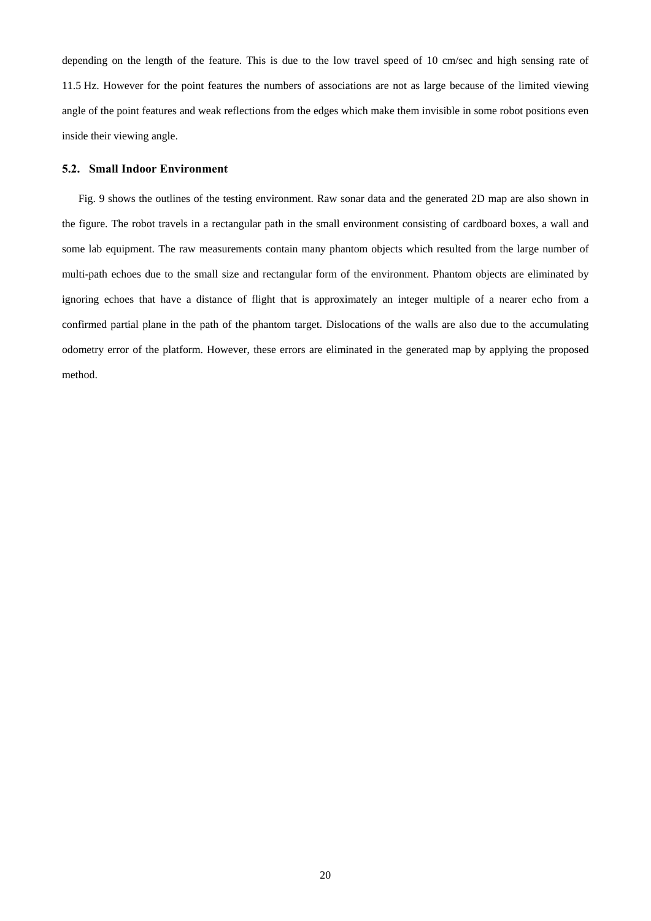depending on the length of the feature. This is due to the low travel speed of 10 cm/sec and high sensing rate of 11.5 Hz. However for the point features the numbers of associations are not as large because of the limited viewing angle of the point features and weak reflections from the edges which make them invisible in some robot positions even inside their viewing angle.

### 5.2. Small Indoor Environment

Fig. 9 shows the outlines of the testing environment. Raw sonar data and the generated 2D map are also shown in the figure. The robot travels in a rectangular path in the small environment consisting of cardboard boxes, a wall and some lab equipment. The raw measurements contain many phantom objects which resulted from the large number of multi-path echoes due to the small size and rectangular form of the environment. Phantom objects are eliminated by ignoring echoes that have a distance of flight that is approximately an integer multiple of a nearer echo from a confirmed partial plane in the path of the phantom target. Dislocations of the walls are also due to the accumulating odometry error of the platform. However, these errors are eliminated in the generated map by applying the proposed method.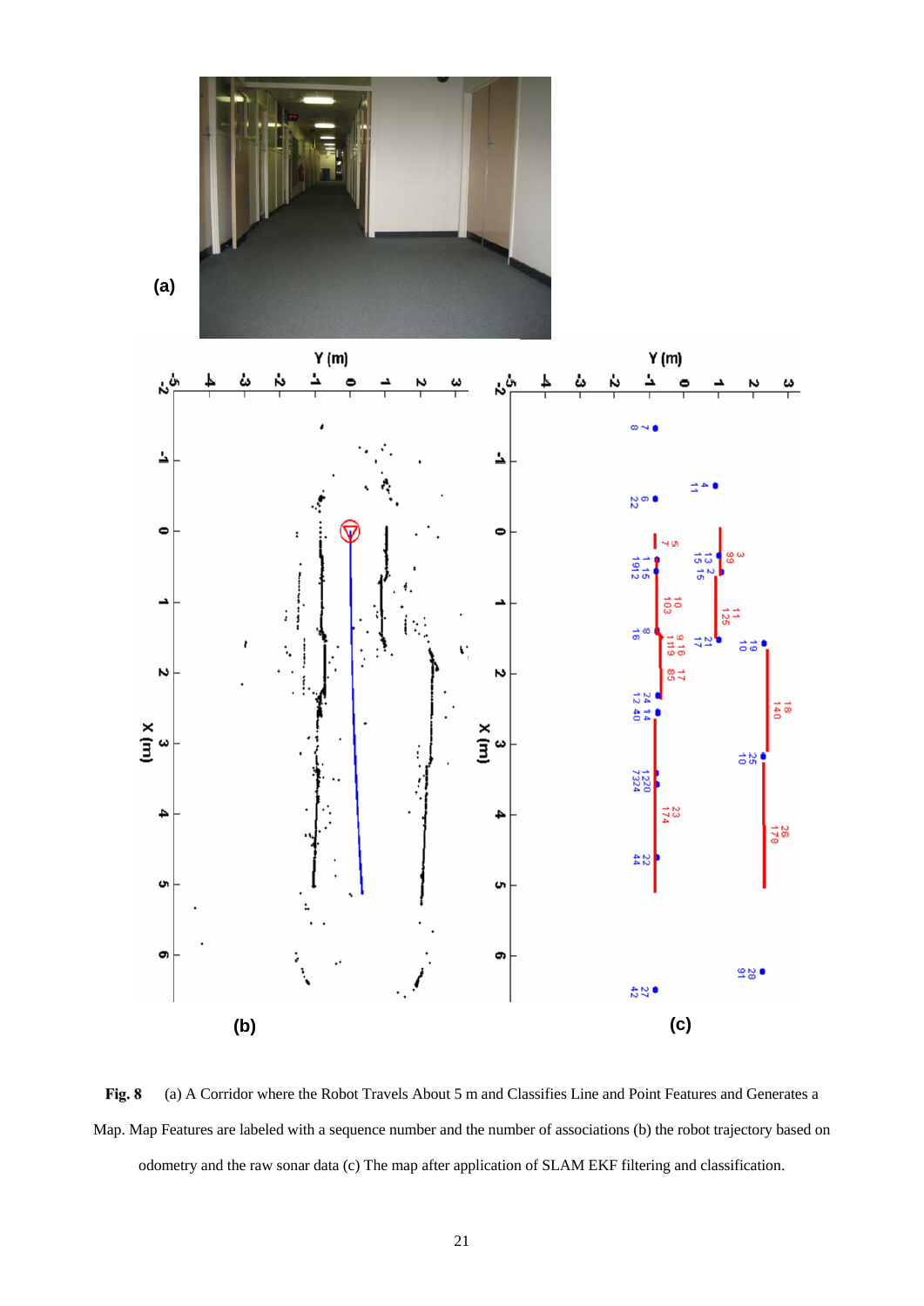**Fig. 8** (a) A Corridor where the Robot Travels About 5 m and Classifies Line and Point Features and Generates a Map. Map Features are labeled with a sequence number and the number of associations (b) the robot trajectory based on odometry and the raw sonar data (c) The map after application of SLAM EKF filtering and classification.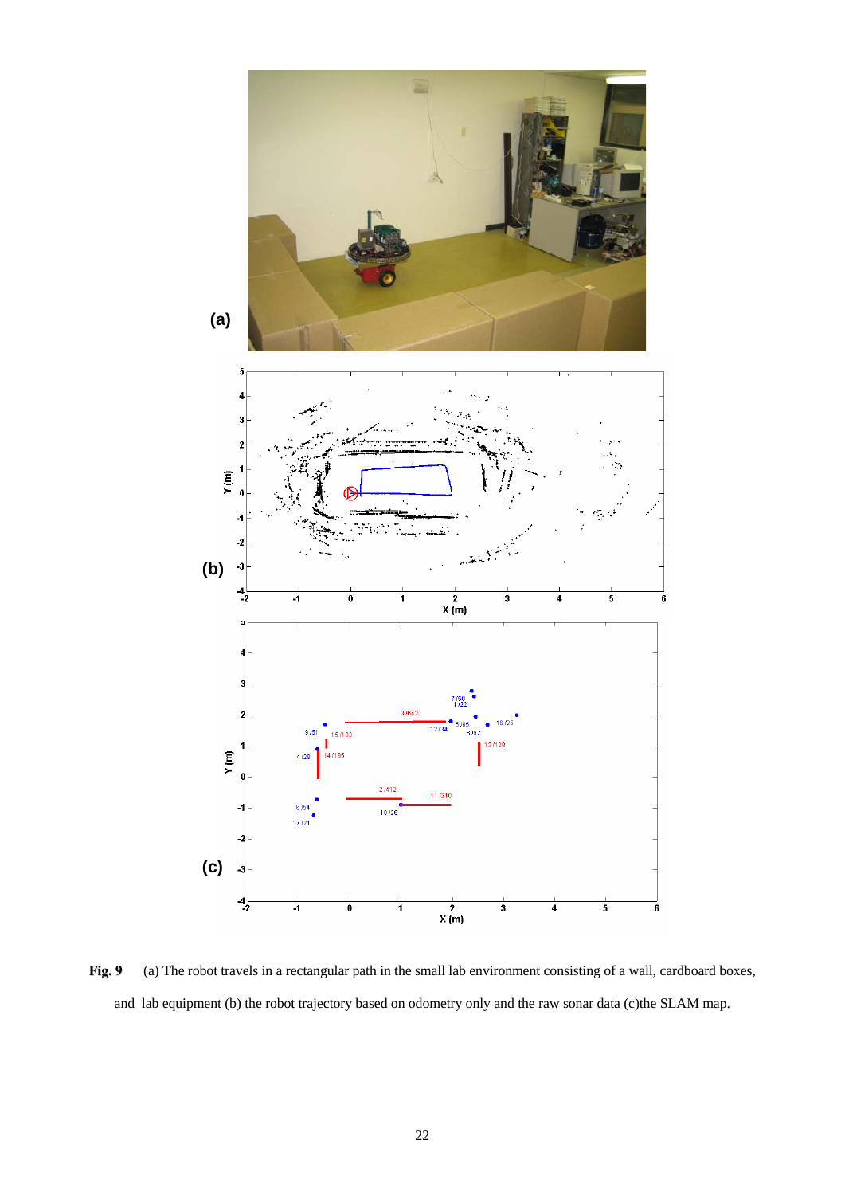**Fig. 9** (a) The robot travels in a rectangular path in the small lab environment consisting of a wall, cardboard boxes, and lab equipment (b) the robot trajectory based on odometry only and the raw sonar data (c)the SLAM map.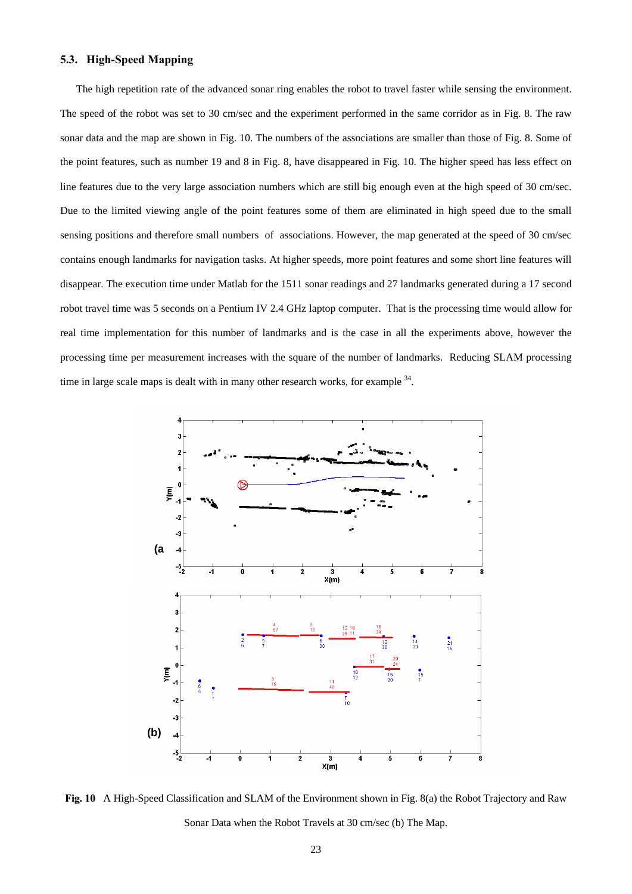### 5.3. High-Speed Mapping

The high repetition rate of the advanced sonar ring enables the robot to travel faster while sensing the environment. The speed of the robot was set to 30 cm/sec and the experiment performed in the same corridor as in Fig. 8. The raw sonar data and the map are shown in Fig. 10. The numbers of the associations are smaller than those of Fig. 8. Some of the point features, such as number 19 and 8 in Fig. 8, have disappeared in Fig. 10. The higher speed has less effect on line features due to the very large association numbers which are still big enough even at the high speed of 30 cm/sec. Due to the limited viewing angle of the point features some of them are eliminated in high speed due to the small sensing positions and therefore small numbers of associations. However, the map generated at the speed of 30 cm/sec contains enough landmarks for navigation tasks. At higher speeds, more point features and some short line features will disappear. The execution time under Matlab for the 1511 sonar readings and 27 landmarks generated during a 17 second robot travel time was 5 seconds on a Pentium IV 2.4 GHz laptop computer. That is the processing time would allow for real time implementation for this number of landmarks and is the case in all the experiments above, however the processing time per measurement increases with the square of the number of landmarks. Reducing SLAM processing time in large scale maps is dealt with in many other research works, for example [34].

**Fig. 10** A High-Speed Classification and SLAM of the Environment shown in Fig. 8(a) the Robot Trajectory and Raw Sonar Data when the Robot Travels at 30 cm/sec (b) The Map.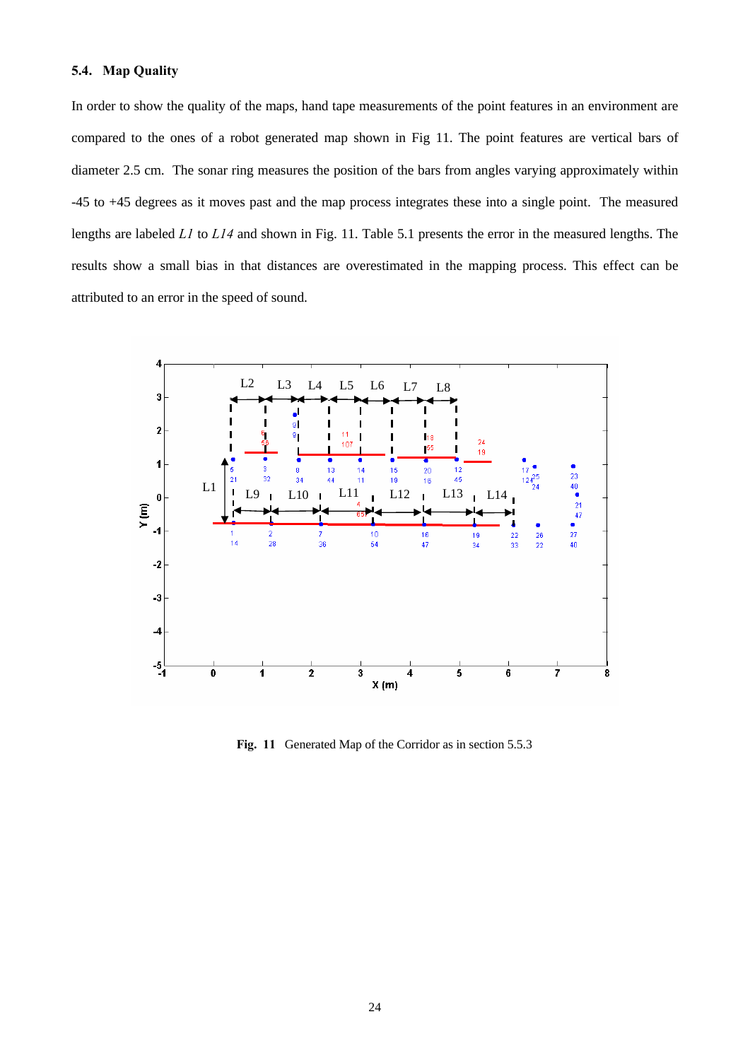### 5.4. Map Quality

In order to show the quality of the maps, hand tape measurements of the point features in an environment are compared to the ones of a robot generated map shown in Fig 11. The point features are vertical bars of diameter 2.5 cm. The sonar ring measures the position of the bars from angles varying approximately within -45 to +45 degrees as it moves past and the map process integrates these into a single point. The measured lengths are labeled *L1* to *L14* and shown in Fig. 11. Table 5.1 presents the error in the measured lengths. The results show a small bias in that distances are overestimated in the mapping process. This effect can be attributed to an error in the speed of sound.

**Fig. 11** Generated Map of the Corridor as in section 5.5.3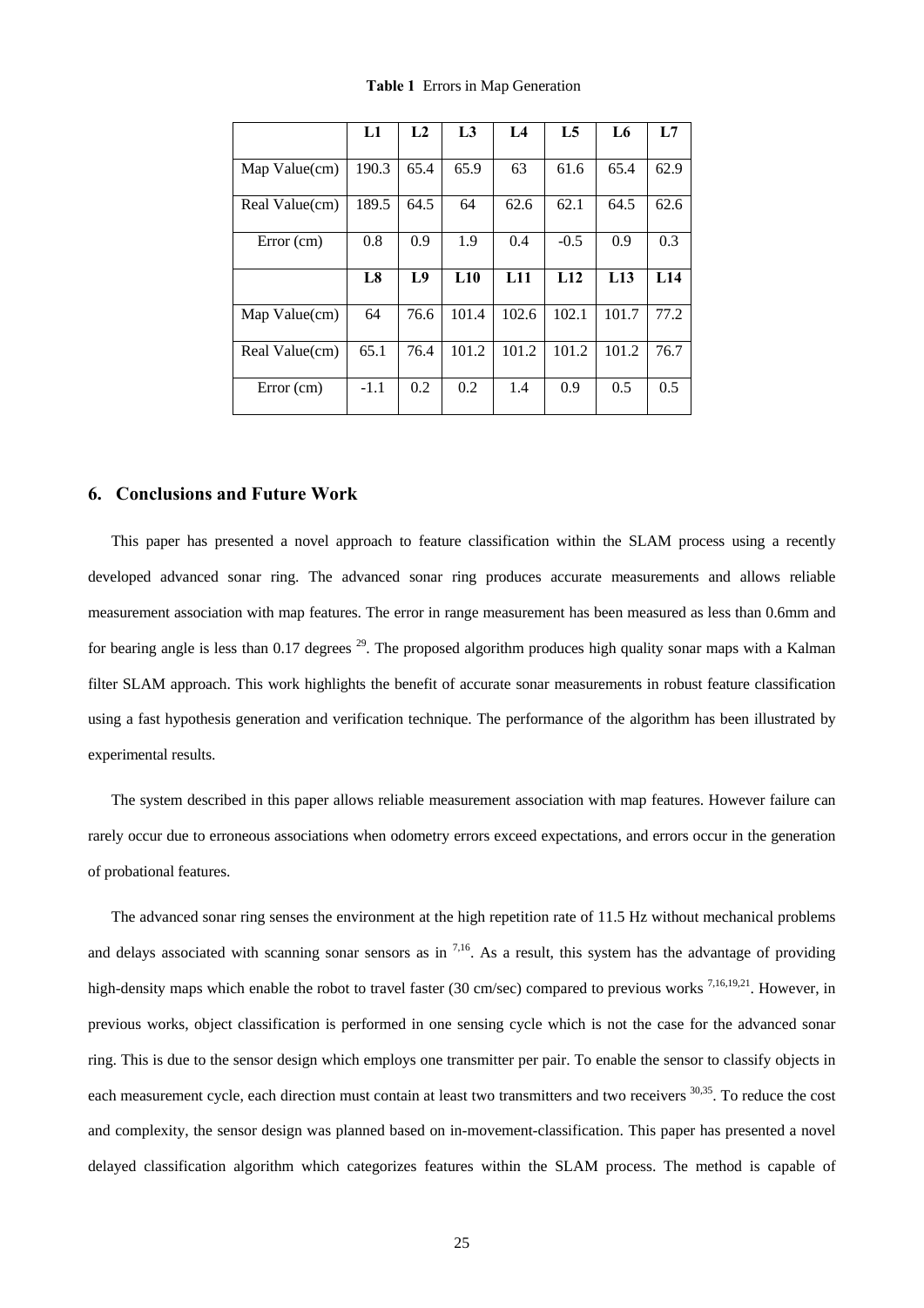**Table 1** Errors in Map Generation

| | L1 | L2 | L3 | L4 | L5 | L6 | L7 |
|---|---|---|---|---|---|---|---|
| Map Value(cm) | 190.3 | 65.4 | 65.9 | 63 | 61.6 | 65.4 | 62.9 |
| Real Value(cm) | 189.5 | 64.5 | 64 | 62.6 | 62.1 | 64.5 | 62.6 |
| Error (cm) | 0.8 | 0.9 | 1.9 | 0.4 | -0.5 | 0.9 | 0.3 |
| | **L8** | **L9** | **L10** | **L11** | **L12** | **L13** | **L14** |
| Map Value(cm) | 64 | 76.6 | 101.4 | 102.6 | 102.1 | 101.7 | 77.2 |
| Real Value(cm) | 65.1 | 76.4 | 101.2 | 101.2 | 101.2 | 101.2 | 76.7 |
| Error (cm) | -1.1 | 0.2 | 0.2 | 1.4 | 0.9 | 0.5 | 0.5 |

## 6. Conclusions and Future Work

This paper has presented a novel approach to feature classification within the SLAM process using a recently developed advanced sonar ring. The advanced sonar ring produces accurate measurements and allows reliable measurement association with map features. The error in range measurement has been measured as less than 0.6mm and for bearing angle is less than 0.17 degrees [29]. The proposed algorithm produces high quality sonar maps with a Kalman filter SLAM approach. This work highlights the benefit of accurate sonar measurements in robust feature classification using a fast hypothesis generation and verification technique. The performance of the algorithm has been illustrated by experimental results.

The system described in this paper allows reliable measurement association with map features. However failure can rarely occur due to erroneous associations when odometry errors exceed expectations, and errors occur in the generation of probational features.

The advanced sonar ring senses the environment at the high repetition rate of 11.5 Hz without mechanical problems and delays associated with scanning sonar sensors as in [7,16]. As a result, this system has the advantage of providing high-density maps which enable the robot to travel faster (30 cm/sec) compared to previous works [7,16,19,21]. However, in previous works, object classification is performed in one sensing cycle which is not the case for the advanced sonar ring. This is due to the sensor design which employs one transmitter per pair. To enable the sensor to classify objects in each measurement cycle, each direction must contain at least two transmitters and two receivers [30,35]. To reduce the cost and complexity, the sensor design was planned based on in-movement-classification. This paper has presented a novel delayed classification algorithm which categorizes features within the SLAM process. The method is capable of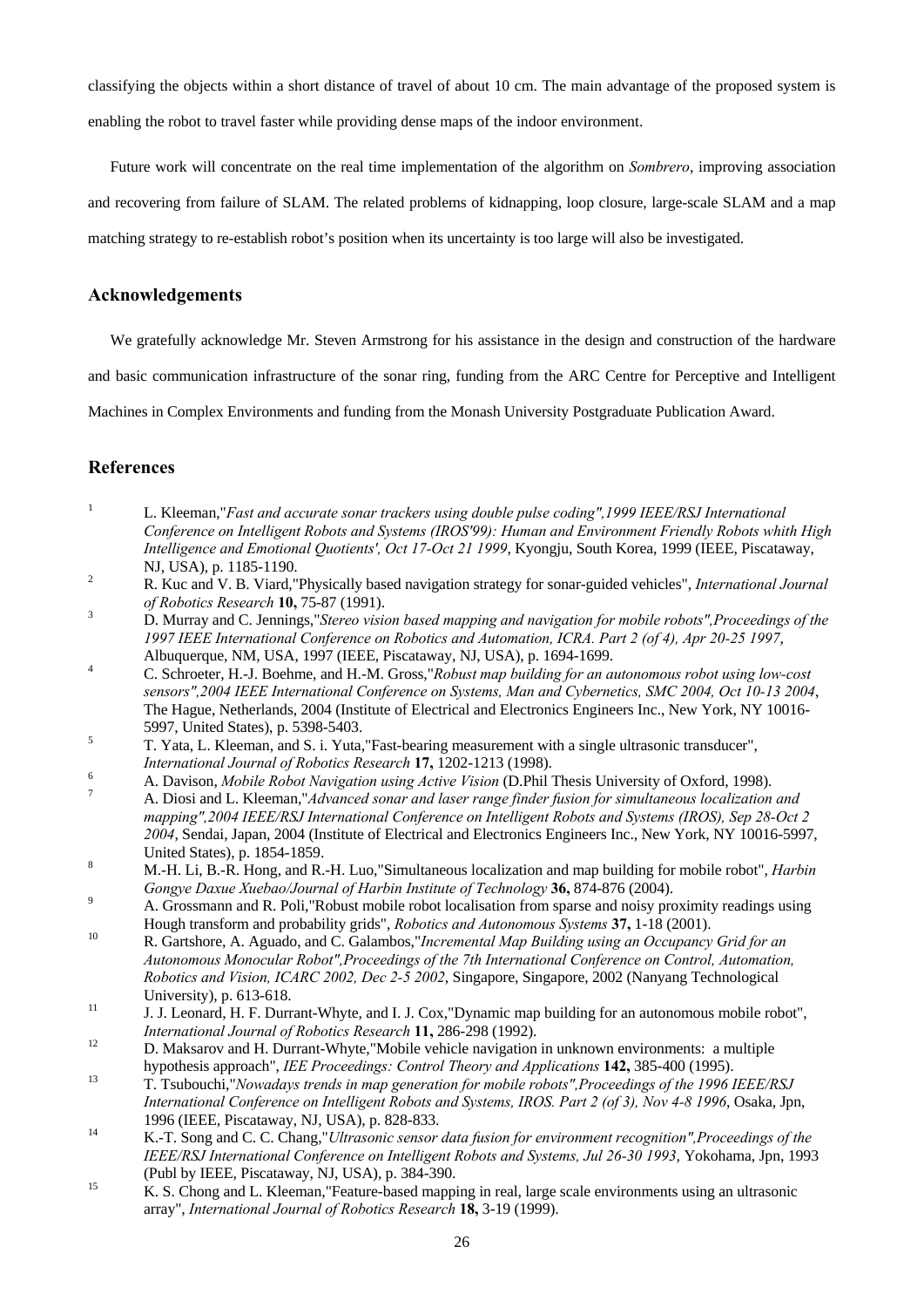classifying the objects within a short distance of travel of about 10 cm. The main advantage of the proposed system is enabling the robot to travel faster while providing dense maps of the indoor environment.

Future work will concentrate on the real time implementation of the algorithm on *Sombrero*, improving association and recovering from failure of SLAM. The related problems of kidnapping, loop closure, large-scale SLAM and a map matching strategy to re-establish robot's position when its uncertainty is too large will also be investigated.

## Acknowledgements

We gratefully acknowledge Mr. Steven Armstrong for his assistance in the design and construction of the hardware and basic communication infrastructure of the sonar ring, funding from the ARC Centre for Perceptive and Intelligent Machines in Complex Environments and funding from the Monash University Postgraduate Publication Award.

## References

1. L. Kleeman,"*Fast and accurate sonar trackers using double pulse coding",1999 IEEE/RSJ International Conference on Intelligent Robots and Systems (IROS'99): Human and Environment Friendly Robots whith High Intelligence and Emotional Quotients', Oct 17-Oct 21 1999*, Kyongju, South Korea, 1999 (IEEE, Piscataway, NJ, USA), p. 1185-1190.
2. R. Kuc and V. B. Viard,"Physically based navigation strategy for sonar-guided vehicles", *International Journal of Robotics Research* **10,** 75-87 (1991).
3. D. Murray and C. Jennings,"*Stereo vision based mapping and navigation for mobile robots",Proceedings of the 1997 IEEE International Conference on Robotics and Automation, ICRA. Part 2 (of 4), Apr 20-25 1997*, Albuquerque, NM, USA, 1997 (IEEE, Piscataway, NJ, USA), p. 1694-1699.
4. C. Schroeter, H.-J. Boehme, and H.-M. Gross,"*Robust map building for an autonomous robot using low-cost sensors",2004 IEEE International Conference on Systems, Man and Cybernetics, SMC 2004, Oct 10-13 2004*, The Hague, Netherlands, 2004 (Institute of Electrical and Electronics Engineers Inc., New York, NY 10016-5997, United States), p. 5398-5403.
5. T. Yata, L. Kleeman, and S. i. Yuta,"Fast-bearing measurement with a single ultrasonic transducer", *International Journal of Robotics Research* **17,** 1202-1213 (1998).
6. A. Davison, *Mobile Robot Navigation using Active Vision* (D.Phil Thesis University of Oxford, 1998).
7. A. Diosi and L. Kleeman,"*Advanced sonar and laser range finder fusion for simultaneous localization and mapping",2004 IEEE/RSJ International Conference on Intelligent Robots and Systems (IROS), Sep 28-Oct 2 2004*, Sendai, Japan, 2004 (Institute of Electrical and Electronics Engineers Inc., New York, NY 10016-5997, United States), p. 1854-1859.
8. M.-H. Li, B.-R. Hong, and R.-H. Luo,"Simultaneous localization and map building for mobile robot", *Harbin Gongye Daxue Xuebao/Journal of Harbin Institute of Technology* **36,** 874-876 (2004).
9. A. Grossmann and R. Poli,"Robust mobile robot localisation from sparse and noisy proximity readings using Hough transform and probability grids", *Robotics and Autonomous Systems* **37,** 1-18 (2001).
10. R. Gartshore, A. Aguado, and C. Galambos,"*Incremental Map Building using an Occupancy Grid for an Autonomous Monocular Robot",Proceedings of the 7th International Conference on Control, Automation, Robotics and Vision, ICARC 2002, Dec 2-5 2002*, Singapore, Singapore, 2002 (Nanyang Technological University), p. 613-618.
11. J. J. Leonard, H. F. Durrant-Whyte, and I. J. Cox,"Dynamic map building for an autonomous mobile robot", *International Journal of Robotics Research* **11,** 286-298 (1992).
12. D. Maksarov and H. Durrant-Whyte,"Mobile vehicle navigation in unknown environments: a multiple hypothesis approach", *IEE Proceedings: Control Theory and Applications* **142,** 385-400 (1995).
13. T. Tsubouchi,"*Nowadays trends in map generation for mobile robots",Proceedings of the 1996 IEEE/RSJ International Conference on Intelligent Robots and Systems, IROS. Part 2 (of 3), Nov 4-8 1996*, Osaka, Jpn, 1996 (IEEE, Piscataway, NJ, USA), p. 828-833.
14. K.-T. Song and C. C. Chang,"*Ultrasonic sensor data fusion for environment recognition",Proceedings of the IEEE/RSJ International Conference on Intelligent Robots and Systems, Jul 26-30 1993*, Yokohama, Jpn, 1993 (Publ by IEEE, Piscataway, NJ, USA), p. 384-390.
15. K. S. Chong and L. Kleeman,"Feature-based mapping in real, large scale environments using an ultrasonic array", *International Journal of Robotics Research* **18,** 3-19 (1999).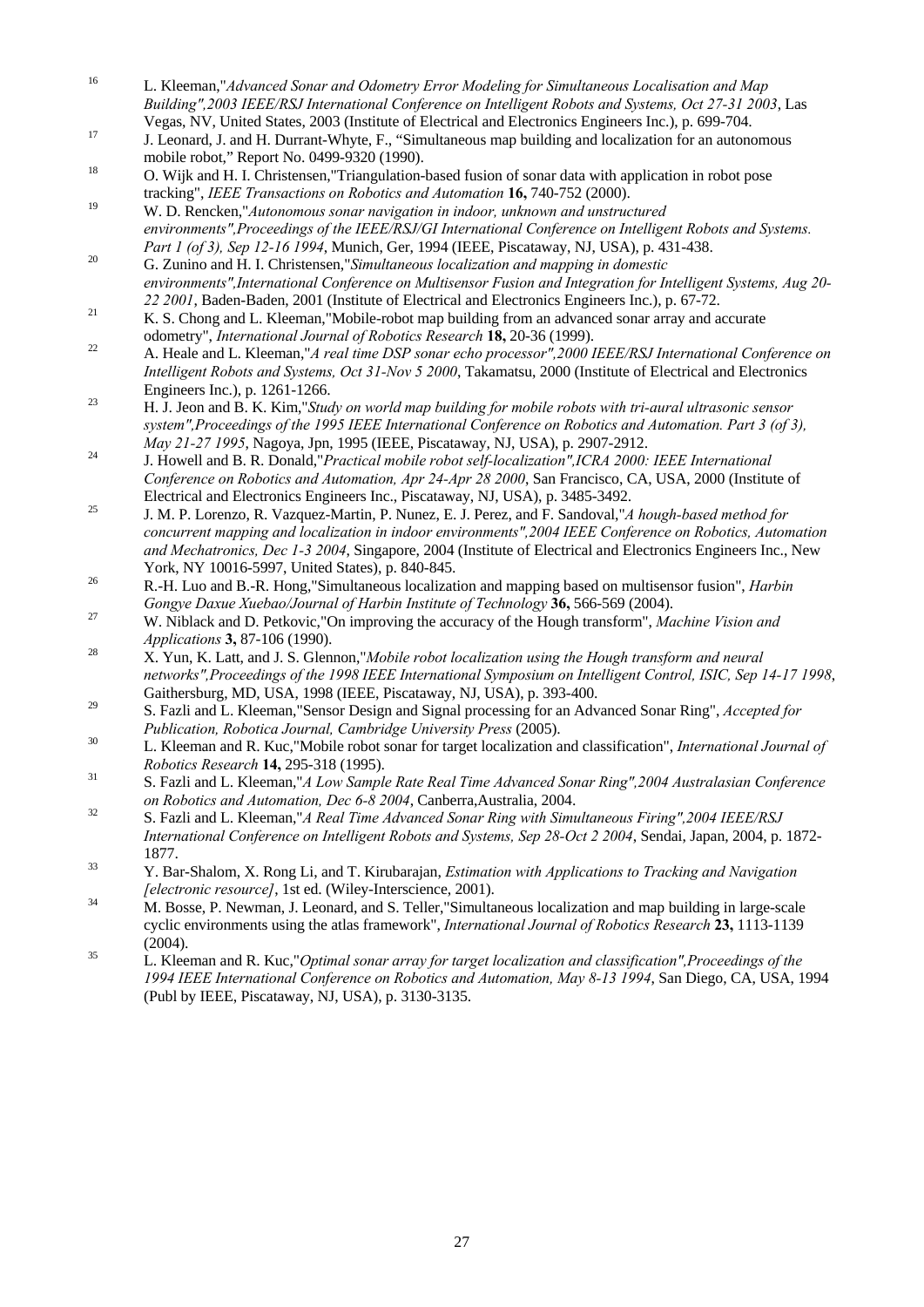[16] L. Kleeman,"*Advanced Sonar and Odometry Error Modeling for Simultaneous Localisation and Map Building",2003 IEEE/RSJ International Conference on Intelligent Robots and Systems, Oct 27-31 2003*, Las Vegas, NV, United States, 2003 (Institute of Electrical and Electronics Engineers Inc.), p. 699-704.

[17] J. Leonard, J. and H. Durrant-Whyte, F., "Simultaneous map building and localization for an autonomous mobile robot," Report No. 0499-9320 (1990).

[18] O. Wijk and H. I. Christensen,"Triangulation-based fusion of sonar data with application in robot pose tracking", *IEEE Transactions on Robotics and Automation* **16,** 740-752 (2000).

[19] W. D. Rencken,"*Autonomous sonar navigation in indoor, unknown and unstructured environments",Proceedings of the IEEE/RSJ/GI International Conference on Intelligent Robots and Systems. Part 1 (of 3), Sep 12-16 1994*, Munich, Ger, 1994 (IEEE, Piscataway, NJ, USA), p. 431-438.

[20] G. Zunino and H. I. Christensen,"*Simultaneous localization and mapping in domestic environments",International Conference on Multisensor Fusion and Integration for Intelligent Systems, Aug 20-22 2001*, Baden-Baden, 2001 (Institute of Electrical and Electronics Engineers Inc.), p. 67-72.

[21] K. S. Chong and L. Kleeman,"Mobile-robot map building from an advanced sonar array and accurate odometry", *International Journal of Robotics Research* **18,** 20-36 (1999).

[22] A. Heale and L. Kleeman,"*A real time DSP sonar echo processor",2000 IEEE/RSJ International Conference on Intelligent Robots and Systems, Oct 31-Nov 5 2000*, Takamatsu, 2000 (Institute of Electrical and Electronics Engineers Inc.), p. 1261-1266.

[23] H. J. Jeon and B. K. Kim,"*Study on world map building for mobile robots with tri-aural ultrasonic sensor system",Proceedings of the 1995 IEEE International Conference on Robotics and Automation. Part 3 (of 3), May 21-27 1995*, Nagoya, Jpn, 1995 (IEEE, Piscataway, NJ, USA), p. 2907-2912.

[24] J. Howell and B. R. Donald,"*Practical mobile robot self-localization",ICRA 2000: IEEE International Conference on Robotics and Automation, Apr 24-Apr 28 2000*, San Francisco, CA, USA, 2000 (Institute of Electrical and Electronics Engineers Inc., Piscataway, NJ, USA), p. 3485-3492.

[25] J. M. P. Lorenzo, R. Vazquez-Martin, P. Nunez, E. J. Perez, and F. Sandoval,"*A hough-based method for concurrent mapping and localization in indoor environments",2004 IEEE Conference on Robotics, Automation and Mechatronics, Dec 1-3 2004*, Singapore, 2004 (Institute of Electrical and Electronics Engineers Inc., New York, NY 10016-5997, United States), p. 840-845.

[26] R.-H. Luo and B.-R. Hong,"Simultaneous localization and mapping based on multisensor fusion", *Harbin Gongye Daxue Xuebao/Journal of Harbin Institute of Technology* **36,** 566-569 (2004).

[27] W. Niblack and D. Petkovic,"On improving the accuracy of the Hough transform", *Machine Vision and Applications* **3,** 87-106 (1990).

[28] X. Yun, K. Latt, and J. S. Glennon,"*Mobile robot localization using the Hough transform and neural networks",Proceedings of the 1998 IEEE International Symposium on Intelligent Control, ISIC, Sep 14-17 1998*, Gaithersburg, MD, USA, 1998 (IEEE, Piscataway, NJ, USA), p. 393-400.

[29] S. Fazli and L. Kleeman,"Sensor Design and Signal processing for an Advanced Sonar Ring", *Accepted for Publication, Robotica Journal, Cambridge University Press* (2005).

[30] L. Kleeman and R. Kuc,"Mobile robot sonar for target localization and classification", *International Journal of Robotics Research* **14,** 295-318 (1995).

[31] S. Fazli and L. Kleeman,"*A Low Sample Rate Real Time Advanced Sonar Ring",2004 Australasian Conference on Robotics and Automation, Dec 6-8 2004*, Canberra,Australia, 2004.

[32] S. Fazli and L. Kleeman,"*A Real Time Advanced Sonar Ring with Simultaneous Firing",2004 IEEE/RSJ International Conference on Intelligent Robots and Systems, Sep 28-Oct 2 2004*, Sendai, Japan, 2004, p. 1872-1877.

[33] Y. Bar-Shalom, X. Rong Li, and T. Kirubarajan, *Estimation with Applications to Tracking and Navigation [electronic resource]*, 1st ed. (Wiley-Interscience, 2001).

[34] M. Bosse, P. Newman, J. Leonard, and S. Teller,"Simultaneous localization and map building in large-scale cyclic environments using the atlas framework", *International Journal of Robotics Research* **23,** 1113-1139 (2004).

[35] L. Kleeman and R. Kuc,"*Optimal sonar array for target localization and classification",Proceedings of the 1994 IEEE International Conference on Robotics and Automation, May 8-13 1994*, San Diego, CA, USA, 1994 (Publ by IEEE, Piscataway, NJ, USA), p. 3130-3135.